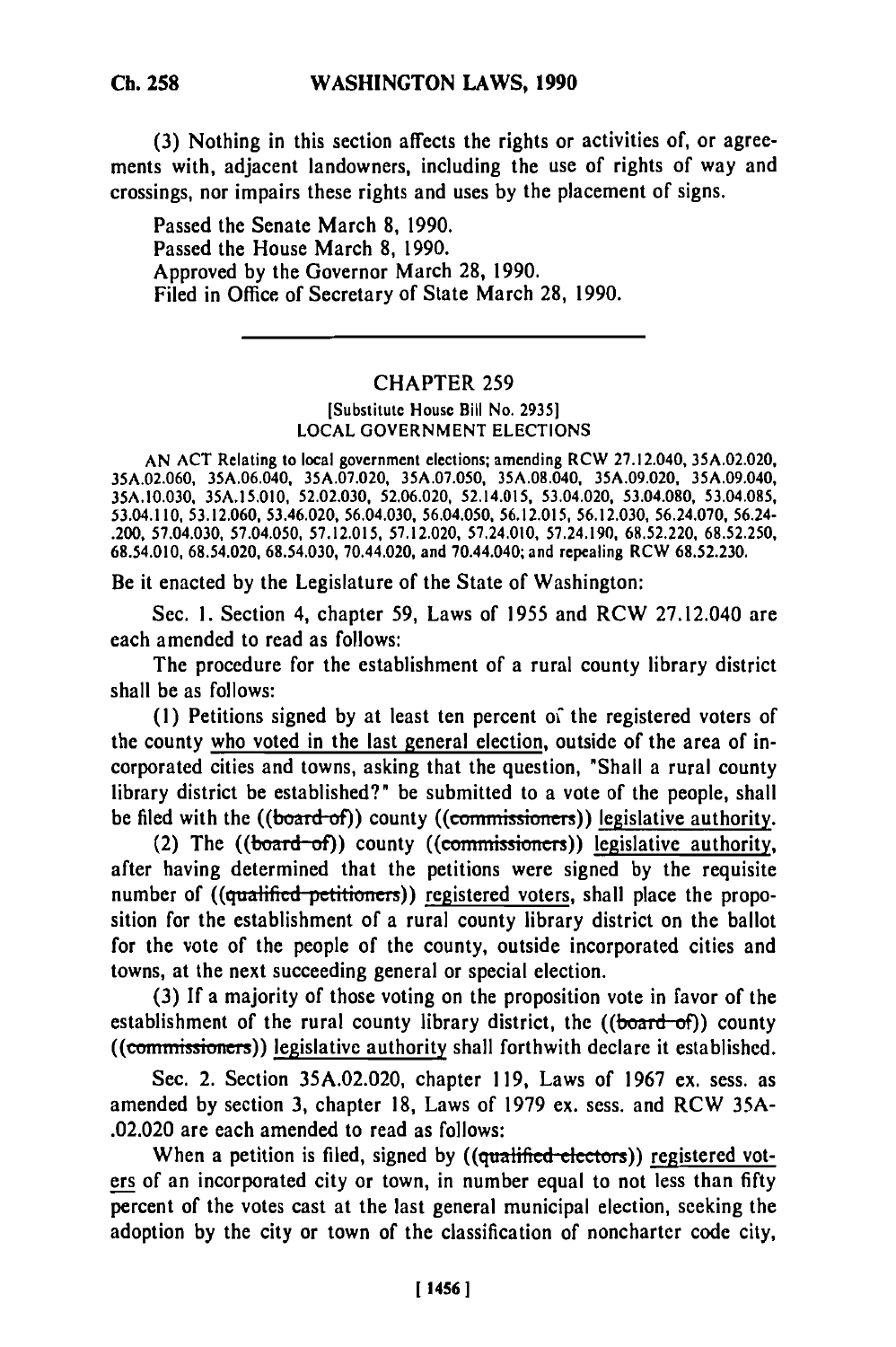(3) Nothing in this section affects the rights or activities of, or agreements with, adjacent landowners, including the use of rights of way and crossings, nor impairs these rights and uses by the placement of signs.

Passed the Senate March 8, 1990.
Passed the House March 8, 1990.
Approved by the Governor March 28, 1990.
Filed in Office of Secretary of State March 28, 1990.

---

## CHAPTER 259

[Substitute House Bill No. 2935]
LOCAL GOVERNMENT ELECTIONS

AN ACT Relating to local government elections; amending RCW 27.12.040, 35A.02.020, 35A.02.060, 35A.06.040, 35A.07.020, 35A.07.050, 35A.08.040, 35A.09.020, 35A.09.040, 35A.10.030, 35A.15.010, 52.02.030, 52.06.020, 52.14.015, 53.04.020, 53.04.080, 53.04.085, 53.04.110, 53.12.060, 53.46.020, 56.04.030, 56.04.050, 56.12.015, 56.12.030, 56.24.070, 56.24-.200, 57.04.030, 57.04.050, 57.12.015, 57.12.020, 57.24.010, 57.24.190, 68.52.220, 68.52.250, 68.54.010, 68.54.020, 68.54.030, 70.44.020, and 70.44.040; and repealing RCW 68.52.230.

Be it enacted by the Legislature of the State of Washington:

Sec. 1. Section 4, chapter 59, Laws of 1955 and RCW 27.12.040 are each amended to read as follows:

The procedure for the establishment of a rural county library district shall be as follows:

(1) Petitions signed by at least ten percent of the registered voters of the county who voted in the last general election, outside of the area of incorporated cities and towns, asking that the question, "Shall a rural county library district be established?" be submitted to a vote of the people, shall be filed with the ((board of)) county ((commissioners)) legislative authority.

(2) The ((board of)) county ((commissioners)) legislative authority, after having determined that the petitions were signed by the requisite number of ((qualified petitioners)) registered voters, shall place the proposition for the establishment of a rural county library district on the ballot for the vote of the people of the county, outside incorporated cities and towns, at the next succeeding general or special election.

(3) If a majority of those voting on the proposition vote in favor of the establishment of the rural county library district, the ((board of)) county ((commissioners)) legislative authority shall forthwith declare it established.

Sec. 2. Section 35A.02.020, chapter 119, Laws of 1967 ex. sess. as amended by section 3, chapter 18, Laws of 1979 ex. sess. and RCW 35A-.02.020 are each amended to read as follows:

When a petition is filed, signed by ((qualified electors)) registered voters of an incorporated city or town, in number equal to not less than fifty percent of the votes cast at the last general municipal election, seeking the adoption by the city or town of the classification of noncharter code city,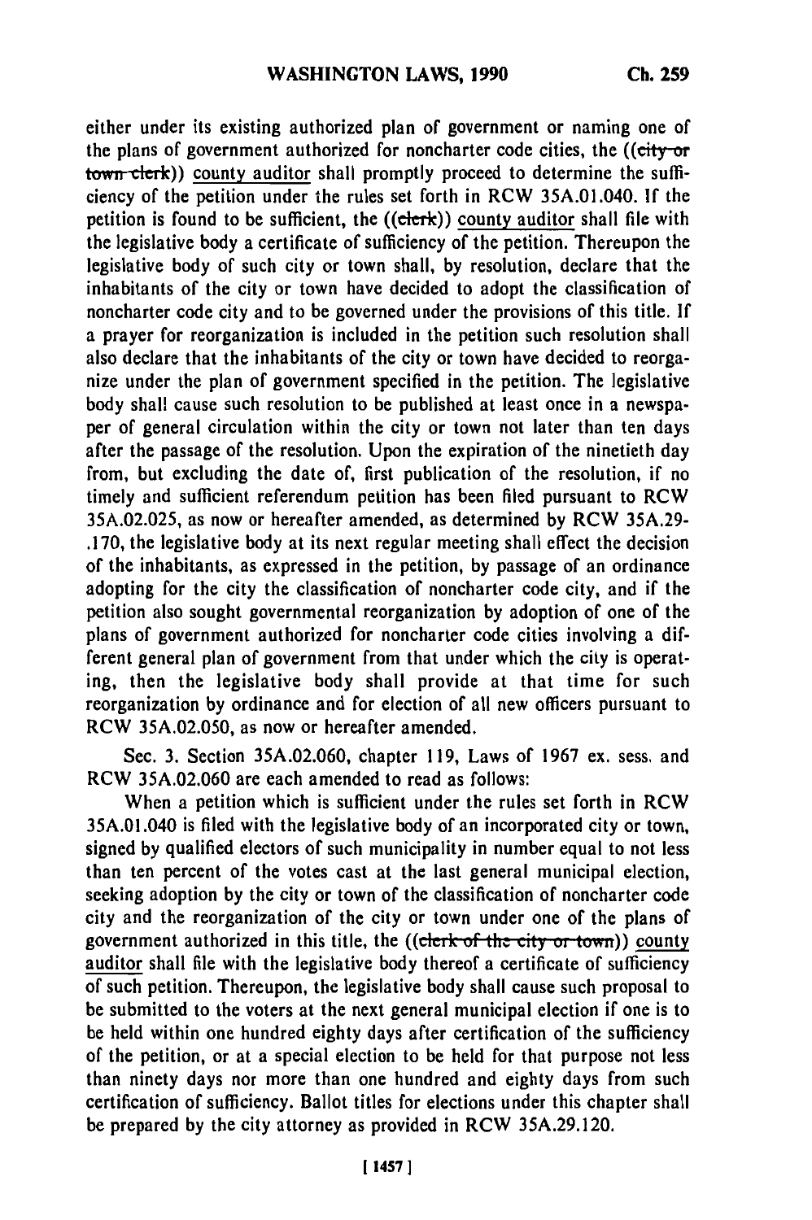either under its existing authorized plan of government or naming one of the plans of government authorized for noncharter code cities, the ((~~city or town clerk~~)) <u>county auditor</u> shall promptly proceed to determine the sufficiency of the petition under the rules set forth in RCW 35A.01.040. If the petition is found to be sufficient, the ((~~clerk~~)) <u>county auditor</u> shall file with the legislative body a certificate of sufficiency of the petition. Thereupon the legislative body of such city or town shall, by resolution, declare that the inhabitants of the city or town have decided to adopt the classification of noncharter code city and to be governed under the provisions of this title. If a prayer for reorganization is included in the petition such resolution shall also declare that the inhabitants of the city or town have decided to reorganize under the plan of government specified in the petition. The legislative body shall cause such resolution to be published at least once in a newspaper of general circulation within the city or town not later than ten days after the passage of the resolution. Upon the expiration of the ninetieth day from, but excluding the date of, first publication of the resolution, if no timely and sufficient referendum petition has been filed pursuant to RCW 35A.02.025, as now or hereafter amended, as determined by RCW 35A.29-.170, the legislative body at its next regular meeting shall effect the decision of the inhabitants, as expressed in the petition, by passage of an ordinance adopting for the city the classification of noncharter code city, and if the petition also sought governmental reorganization by adoption of one of the plans of government authorized for noncharter code cities involving a different general plan of government from that under which the city is operating, then the legislative body shall provide at that time for such reorganization by ordinance and for election of all new officers pursuant to RCW 35A.02.050, as now or hereafter amended.

Sec. 3. Section 35A.02.060, chapter 119, Laws of 1967 ex. sess. and RCW 35A.02.060 are each amended to read as follows:

When a petition which is sufficient under the rules set forth in RCW 35A.01.040 is filed with the legislative body of an incorporated city or town, signed by qualified electors of such municipality in number equal to not less than ten percent of the votes cast at the last general municipal election, seeking adoption by the city or town of the classification of noncharter code city and the reorganization of the city or town under one of the plans of government authorized in this title, the ((~~clerk of the city or town~~)) <u>county auditor</u> shall file with the legislative body thereof a certificate of sufficiency of such petition. Thereupon, the legislative body shall cause such proposal to be submitted to the voters at the next general municipal election if one is to be held within one hundred eighty days after certification of the sufficiency of the petition, or at a special election to be held for that purpose not less than ninety days nor more than one hundred and eighty days from such certification of sufficiency. Ballot titles for elections under this chapter shall be prepared by the city attorney as provided in RCW 35A.29.120.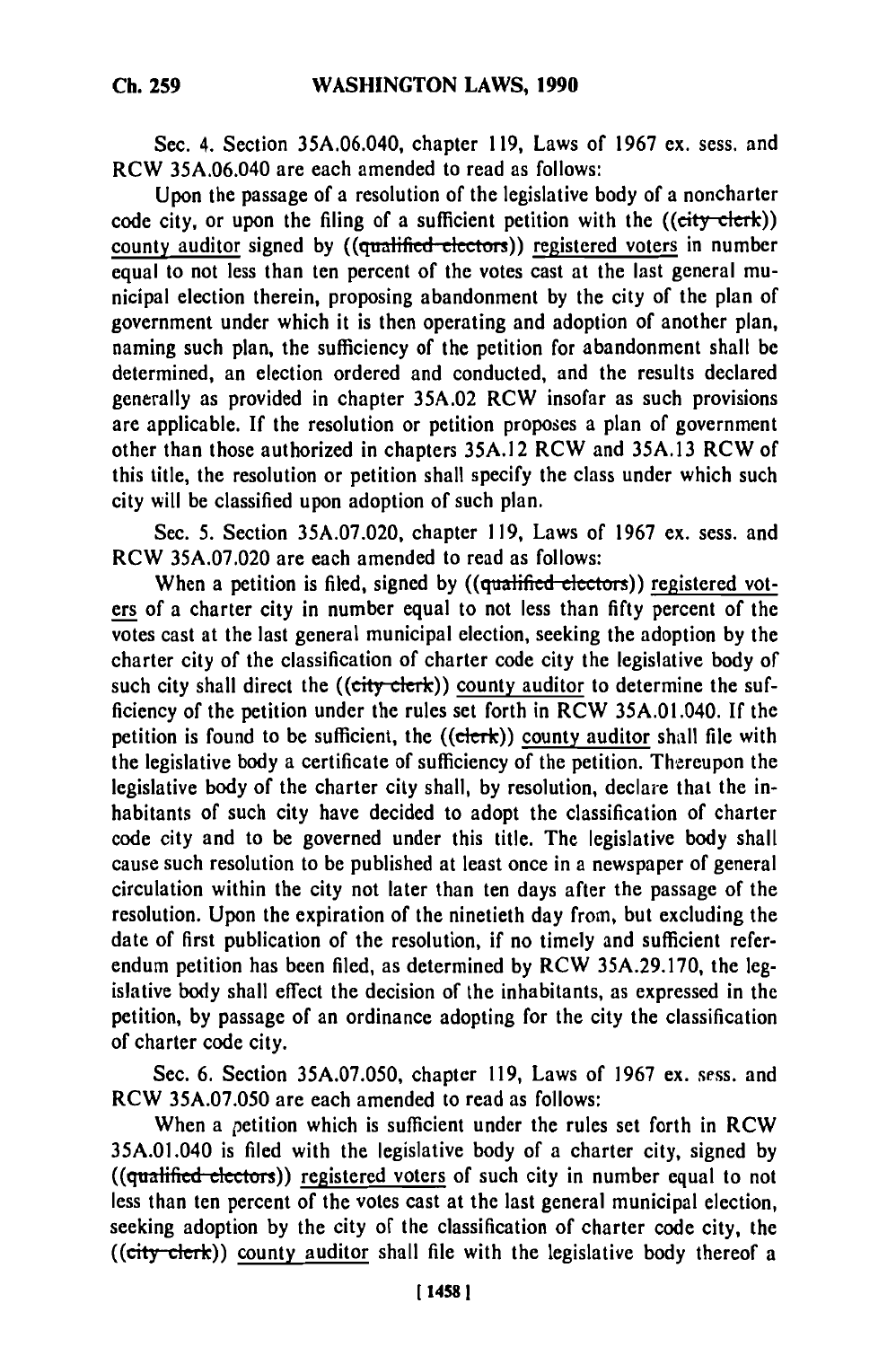Sec. 4. Section 35A.06.040, chapter 119, Laws of 1967 ex. sess. and RCW 35A.06.040 are each amended to read as follows:

Upon the passage of a resolution of the legislative body of a noncharter code city, or upon the filing of a sufficient petition with the ((~~city clerk~~)) county auditor signed by ((~~qualified electors~~)) registered voters in number equal to not less than ten percent of the votes cast at the last general municipal election therein, proposing abandonment by the city of the plan of government under which it is then operating and adoption of another plan, naming such plan, the sufficiency of the petition for abandonment shall be determined, an election ordered and conducted, and the results declared generally as provided in chapter 35A.02 RCW insofar as such provisions are applicable. If the resolution or petition proposes a plan of government other than those authorized in chapters 35A.12 RCW and 35A.13 RCW of this title, the resolution or petition shall specify the class under which such city will be classified upon adoption of such plan.

Sec. 5. Section 35A.07.020, chapter 119, Laws of 1967 ex. sess. and RCW 35A.07.020 are each amended to read as follows:

When a petition is filed, signed by ((~~qualified electors~~)) registered voters of a charter city in number equal to not less than fifty percent of the votes cast at the last general municipal election, seeking the adoption by the charter city of the classification of charter code city the legislative body of such city shall direct the ((~~city clerk~~)) county auditor to determine the sufficiency of the petition under the rules set forth in RCW 35A.01.040. If the petition is found to be sufficient, the ((~~clerk~~)) county auditor shall file with the legislative body a certificate of sufficiency of the petition. Thereupon the legislative body of the charter city shall, by resolution, declare that the inhabitants of such city have decided to adopt the classification of charter code city and to be governed under this title. The legislative body shall cause such resolution to be published at least once in a newspaper of general circulation within the city not later than ten days after the passage of the resolution. Upon the expiration of the ninetieth day from, but excluding the date of first publication of the resolution, if no timely and sufficient referendum petition has been filed, as determined by RCW 35A.29.170, the legislative body shall effect the decision of the inhabitants, as expressed in the petition, by passage of an ordinance adopting for the city the classification of charter code city.

Sec. 6. Section 35A.07.050, chapter 119, Laws of 1967 ex. sess. and RCW 35A.07.050 are each amended to read as follows:

When a petition which is sufficient under the rules set forth in RCW 35A.01.040 is filed with the legislative body of a charter city, signed by ((~~qualified electors~~)) registered voters of such city in number equal to not less than ten percent of the votes cast at the last general municipal election, seeking adoption by the city of the classification of charter code city, the ((~~city clerk~~)) county auditor shall file with the legislative body thereof a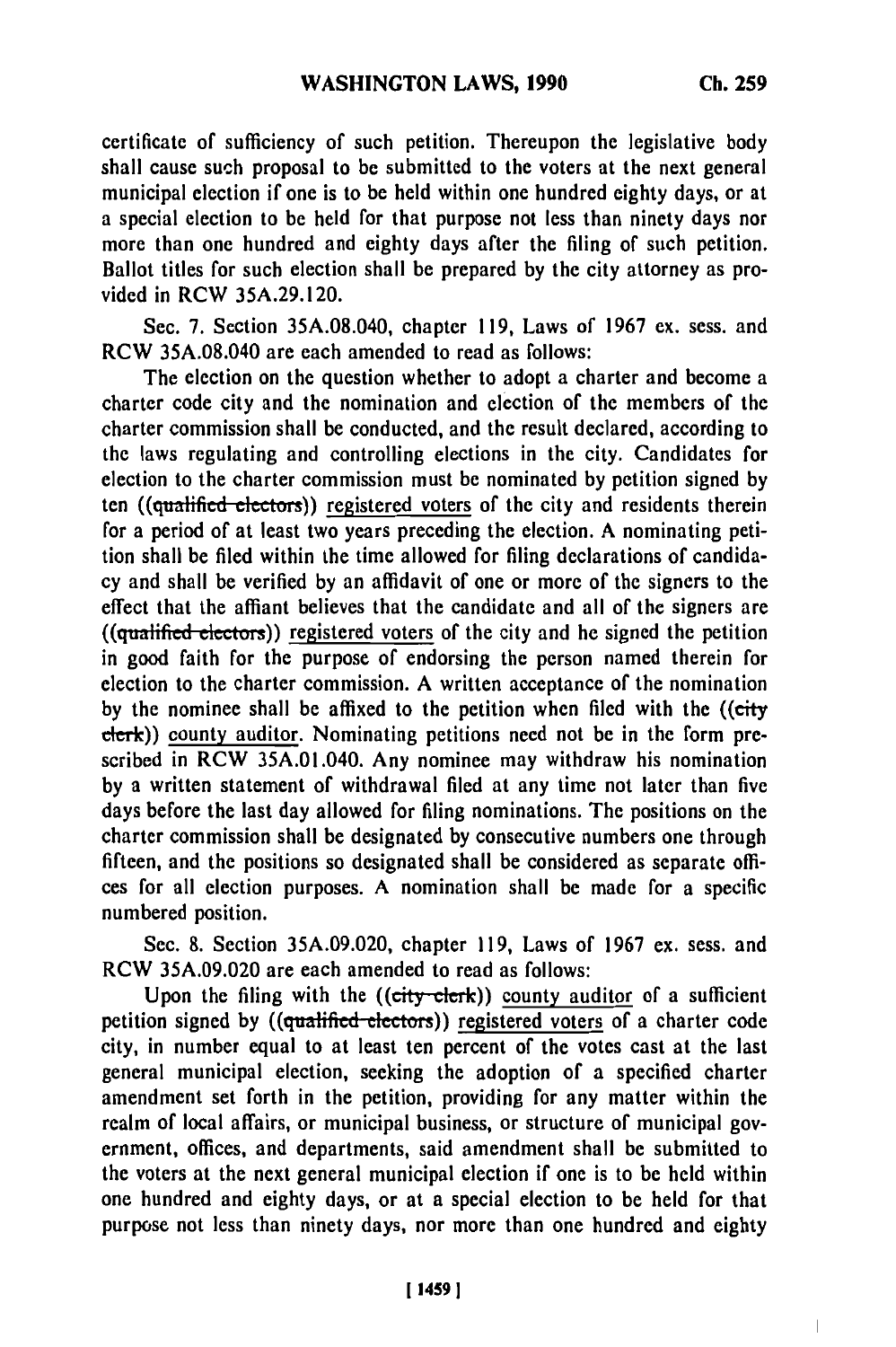certificate of sufficiency of such petition. Thereupon the legislative body shall cause such proposal to be submitted to the voters at the next general municipal election if one is to be held within one hundred eighty days, or at a special election to be held for that purpose not less than ninety days nor more than one hundred and eighty days after the filing of such petition. Ballot titles for such election shall be prepared by the city attorney as provided in RCW 35A.29.120.

Sec. 7. Section 35A.08.040, chapter 119, Laws of 1967 ex. sess. and RCW 35A.08.040 are each amended to read as follows:

The election on the question whether to adopt a charter and become a charter code city and the nomination and election of the members of the charter commission shall be conducted, and the result declared, according to the laws regulating and controlling elections in the city. Candidates for election to the charter commission must be nominated by petition signed by ten ((~~qualified electors~~)) registered voters of the city and residents therein for a period of at least two years preceding the election. A nominating petition shall be filed within the time allowed for filing declarations of candidacy and shall be verified by an affidavit of one or more of the signers to the effect that the affiant believes that the candidate and all of the signers are ((~~qualified electors~~)) registered voters of the city and he signed the petition in good faith for the purpose of endorsing the person named therein for election to the charter commission. A written acceptance of the nomination by the nominee shall be affixed to the petition when filed with the ((~~city clerk~~)) county auditor. Nominating petitions need not be in the form prescribed in RCW 35A.01.040. Any nominee may withdraw his nomination by a written statement of withdrawal filed at any time not later than five days before the last day allowed for filing nominations. The positions on the charter commission shall be designated by consecutive numbers one through fifteen, and the positions so designated shall be considered as separate offices for all election purposes. A nomination shall be made for a specific numbered position.

Sec. 8. Section 35A.09.020, chapter 119, Laws of 1967 ex. sess. and RCW 35A.09.020 are each amended to read as follows:

Upon the filing with the ((~~city clerk~~)) county auditor of a sufficient petition signed by ((~~qualified electors~~)) registered voters of a charter code city, in number equal to at least ten percent of the votes cast at the last general municipal election, seeking the adoption of a specified charter amendment set forth in the petition, providing for any matter within the realm of local affairs, or municipal business, or structure of municipal government, offices, and departments, said amendment shall be submitted to the voters at the next general municipal election if one is to be held within one hundred and eighty days, or at a special election to be held for that purpose not less than ninety days, nor more than one hundred and eighty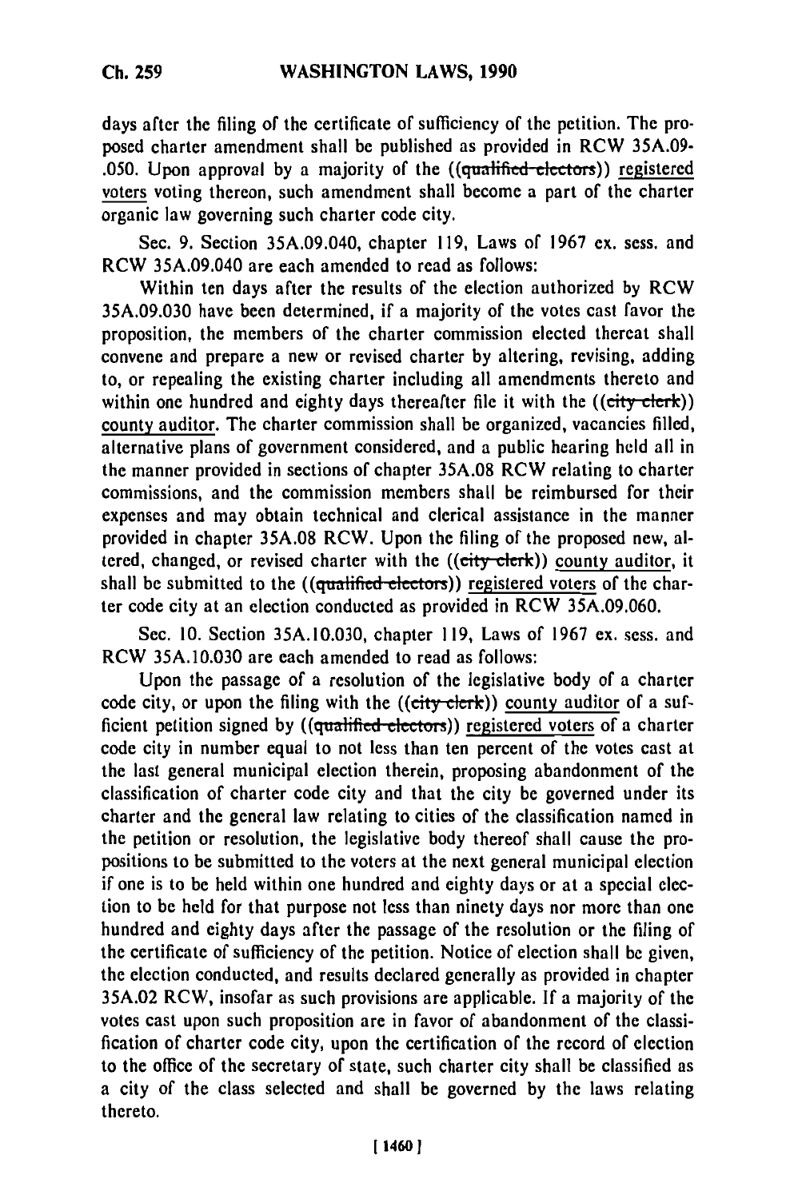days after the filing of the certificate of sufficiency of the petition. The proposed charter amendment shall be published as provided in RCW 35A.09-.050. Upon approval by a majority of the ((~~qualified electors~~)) <u>registered voters</u> voting thereon, such amendment shall become a part of the charter organic law governing such charter code city.

Sec. 9. Section 35A.09.040, chapter 119, Laws of 1967 ex. sess. and RCW 35A.09.040 are each amended to read as follows:

Within ten days after the results of the election authorized by RCW 35A.09.030 have been determined, if a majority of the votes cast favor the proposition, the members of the charter commission elected thereat shall convene and prepare a new or revised charter by altering, revising, adding to, or repealing the existing charter including all amendments thereto and within one hundred and eighty days thereafter file it with the ((~~city clerk~~)) <u>county auditor</u>. The charter commission shall be organized, vacancies filled, alternative plans of government considered, and a public hearing held all in the manner provided in sections of chapter 35A.08 RCW relating to charter commissions, and the commission members shall be reimbursed for their expenses and may obtain technical and clerical assistance in the manner provided in chapter 35A.08 RCW. Upon the filing of the proposed new, altered, changed, or revised charter with the ((~~city clerk~~)) <u>county auditor</u>, it shall be submitted to the ((~~qualified electors~~)) <u>registered voters</u> of the charter code city at an election conducted as provided in RCW 35A.09.060.

Sec. 10. Section 35A.10.030, chapter 119, Laws of 1967 ex. sess. and RCW 35A.10.030 are each amended to read as follows:

Upon the passage of a resolution of the legislative body of a charter code city, or upon the filing with the ((~~city clerk~~)) <u>county auditor</u> of a sufficient petition signed by ((~~qualified electors~~)) <u>registered voters</u> of a charter code city in number equal to not less than ten percent of the votes cast at the last general municipal election therein, proposing abandonment of the classification of charter code city and that the city be governed under its charter and the general law relating to cities of the classification named in the petition or resolution, the legislative body thereof shall cause the propositions to be submitted to the voters at the next general municipal election if one is to be held within one hundred and eighty days or at a special election to be held for that purpose not less than ninety days nor more than one hundred and eighty days after the passage of the resolution or the filing of the certificate of sufficiency of the petition. Notice of election shall be given, the election conducted, and results declared generally as provided in chapter 35A.02 RCW, insofar as such provisions are applicable. If a majority of the votes cast upon such proposition are in favor of abandonment of the classification of charter code city, upon the certification of the record of election to the office of the secretary of state, such charter city shall be classified as a city of the class selected and shall be governed by the laws relating thereto.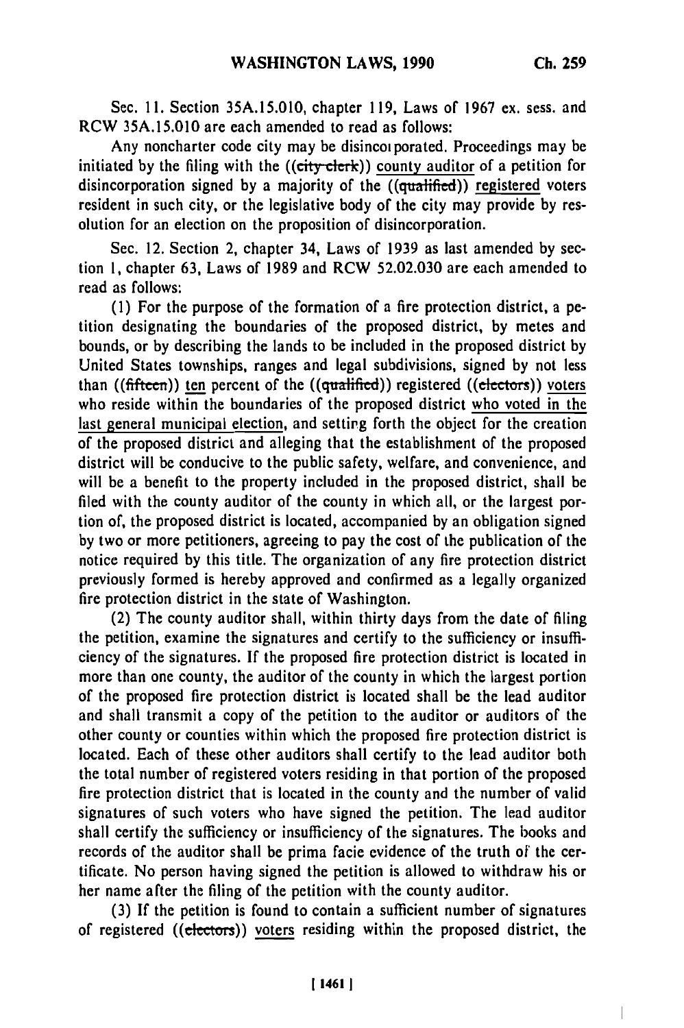Sec. 11. Section 35A.15.010, chapter 119, Laws of 1967 ex. sess. and RCW 35A.15.010 are each amended to read as follows:

Any noncharter code city may be disincorporated. Proceedings may be initiated by the filing with the ((city clerk)) county auditor of a petition for disincorporation signed by a majority of the ((qualified)) registered voters resident in such city, or the legislative body of the city may provide by resolution for an election on the proposition of disincorporation.

Sec. 12. Section 2, chapter 34, Laws of 1939 as last amended by section 1, chapter 63, Laws of 1989 and RCW 52.02.030 are each amended to read as follows:

(1) For the purpose of the formation of a fire protection district, a petition designating the boundaries of the proposed district, by metes and bounds, or by describing the lands to be included in the proposed district by United States townships, ranges and legal subdivisions, signed by not less than ((fifteen)) ten percent of the ((qualified)) registered ((electors)) voters who reside within the boundaries of the proposed district who voted in the last general municipal election, and setting forth the object for the creation of the proposed district and alleging that the establishment of the proposed district will be conducive to the public safety, welfare, and convenience, and will be a benefit to the property included in the proposed district, shall be filed with the county auditor of the county in which all, or the largest portion of, the proposed district is located, accompanied by an obligation signed by two or more petitioners, agreeing to pay the cost of the publication of the notice required by this title. The organization of any fire protection district previously formed is hereby approved and confirmed as a legally organized fire protection district in the state of Washington.

(2) The county auditor shall, within thirty days from the date of filing the petition, examine the signatures and certify to the sufficiency or insufficiency of the signatures. If the proposed fire protection district is located in more than one county, the auditor of the county in which the largest portion of the proposed fire protection district is located shall be the lead auditor and shall transmit a copy of the petition to the auditor or auditors of the other county or counties within which the proposed fire protection district is located. Each of these other auditors shall certify to the lead auditor both the total number of registered voters residing in that portion of the proposed fire protection district that is located in the county and the number of valid signatures of such voters who have signed the petition. The lead auditor shall certify the sufficiency or insufficiency of the signatures. The books and records of the auditor shall be prima facie evidence of the truth of the certificate. No person having signed the petition is allowed to withdraw his or her name after the filing of the petition with the county auditor.

(3) If the petition is found to contain a sufficient number of signatures of registered ((electors)) voters residing within the proposed district, the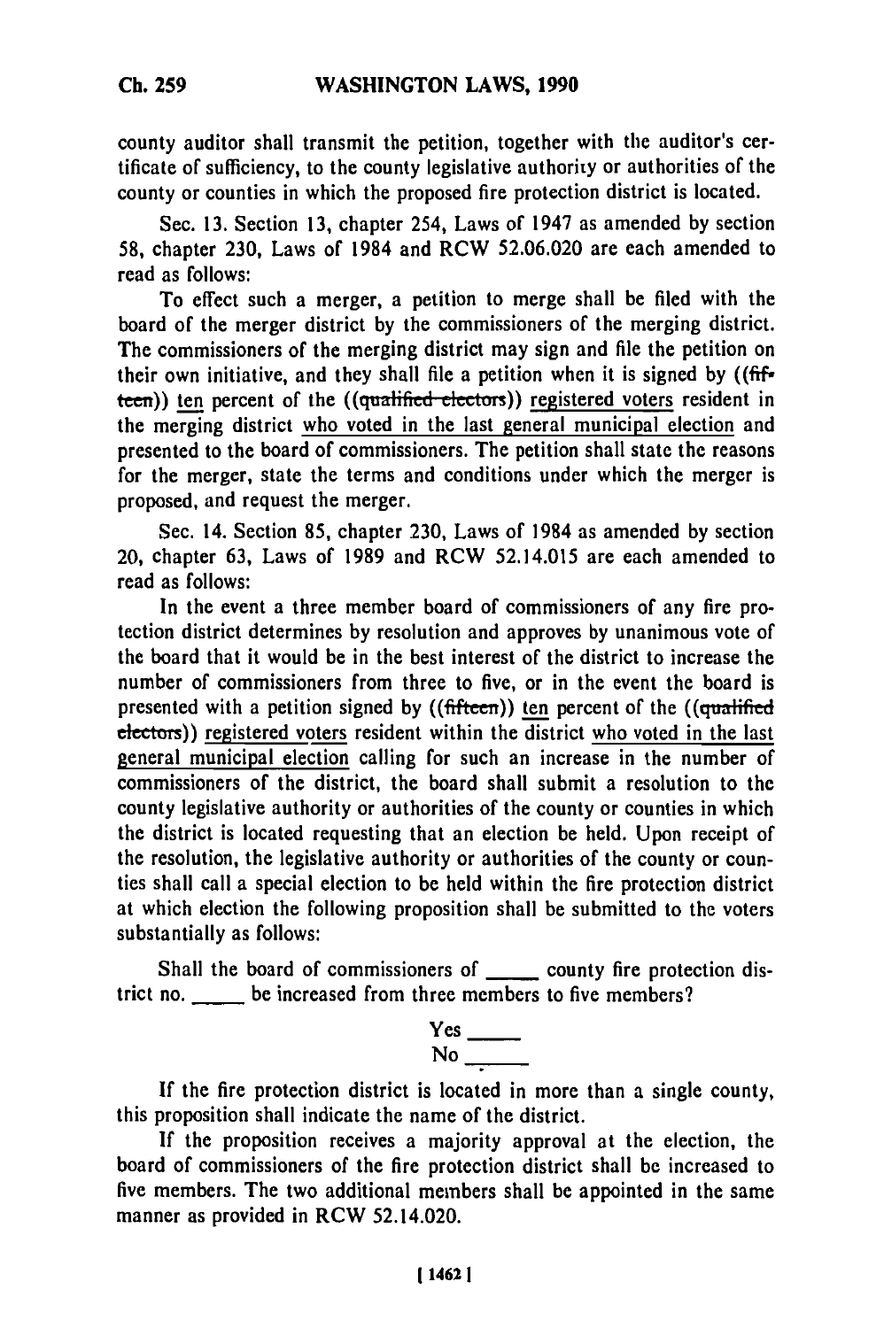county auditor shall transmit the petition, together with the auditor's certificate of sufficiency, to the county legislative authority or authorities of the county or counties in which the proposed fire protection district is located.

Sec. 13. Section 13, chapter 254, Laws of 1947 as amended by section 58, chapter 230, Laws of 1984 and RCW 52.06.020 are each amended to read as follows:

To effect such a merger, a petition to merge shall be filed with the board of the merger district by the commissioners of the merging district. The commissioners of the merging district may sign and file the petition on their own initiative, and they shall file a petition when it is signed by ((~~fifteen~~)) <u>ten</u> percent of the ((~~qualified electors~~)) <u>registered voters</u> resident in the merging district <u>who voted in the last general municipal election</u> and presented to the board of commissioners. The petition shall state the reasons for the merger, state the terms and conditions under which the merger is proposed, and request the merger.

Sec. 14. Section 85, chapter 230, Laws of 1984 as amended by section 20, chapter 63, Laws of 1989 and RCW 52.14.015 are each amended to read as follows:

In the event a three member board of commissioners of any fire protection district determines by resolution and approves by unanimous vote of the board that it would be in the best interest of the district to increase the number of commissioners from three to five, or in the event the board is presented with a petition signed by ((~~fifteen~~)) <u>ten</u> percent of the ((~~qualified electors~~)) <u>registered voters</u> resident within the district <u>who voted in the last general municipal election</u> calling for such an increase in the number of commissioners of the district, the board shall submit a resolution to the county legislative authority or authorities of the county or counties in which the district is located requesting that an election be held. Upon receipt of the resolution, the legislative authority or authorities of the county or counties shall call a special election to be held within the fire protection district at which election the following proposition shall be submitted to the voters substantially as follows:

Shall the board of commissioners of _____ county fire protection district no. _____ be increased from three members to five members?

Yes _____
No _____

If the fire protection district is located in more than a single county, this proposition shall indicate the name of the district.

If the proposition receives a majority approval at the election, the board of commissioners of the fire protection district shall be increased to five members. The two additional members shall be appointed in the same manner as provided in RCW 52.14.020.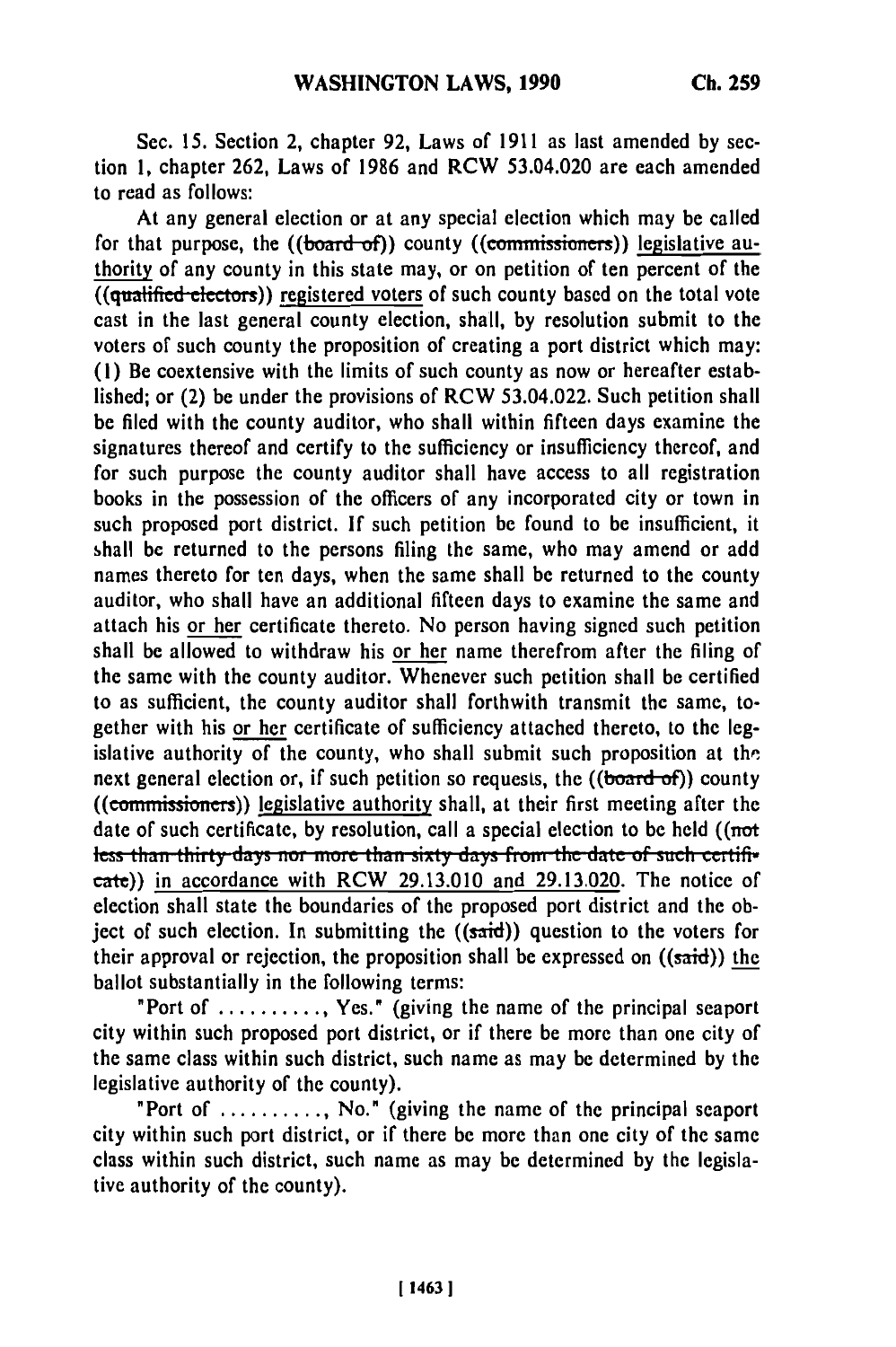Sec. 15. Section 2, chapter 92, Laws of 1911 as last amended by section 1, chapter 262, Laws of 1986 and RCW 53.04.020 are each amended to read as follows:

At any general election or at any special election which may be called for that purpose, the ((~~board of~~)) county ((~~commissioners~~)) legislative authority of any county in this state may, or on petition of ten percent of the ((~~qualified electors~~)) registered voters of such county based on the total vote cast in the last general county election, shall, by resolution submit to the voters of such county the proposition of creating a port district which may: (1) Be coextensive with the limits of such county as now or hereafter established; or (2) be under the provisions of RCW 53.04.022. Such petition shall be filed with the county auditor, who shall within fifteen days examine the signatures thereof and certify to the sufficiency or insufficiency thereof, and for such purpose the county auditor shall have access to all registration books in the possession of the officers of any incorporated city or town in such proposed port district. If such petition be found to be insufficient, it shall be returned to the persons filing the same, who may amend or add names thereto for ten days, when the same shall be returned to the county auditor, who shall have an additional fifteen days to examine the same and attach his or her certificate thereto. No person having signed such petition shall be allowed to withdraw his or her name therefrom after the filing of the same with the county auditor. Whenever such petition shall be certified to as sufficient, the county auditor shall forthwith transmit the same, together with his or her certificate of sufficiency attached thereto, to the legislative authority of the county, who shall submit such proposition at the next general election or, if such petition so requests, the ((~~board of~~)) county ((~~commissioners~~)) legislative authority shall, at their first meeting after the date of such certificate, by resolution, call a special election to be held ((~~not less than thirty days nor more than sixty days from the date of such certificate~~)) in accordance with RCW 29.13.010 and 29.13.020. The notice of election shall state the boundaries of the proposed port district and the object of such election. In submitting the ((~~said~~)) question to the voters for their approval or rejection, the proposition shall be expressed on ((~~said~~)) the ballot substantially in the following terms:

"Port of .........., Yes." (giving the name of the principal seaport city within such proposed port district, or if there be more than one city of the same class within such district, such name as may be determined by the legislative authority of the county).

"Port of .........., No." (giving the name of the principal seaport city within such port district, or if there be more than one city of the same class within such district, such name as may be determined by the legislative authority of the county).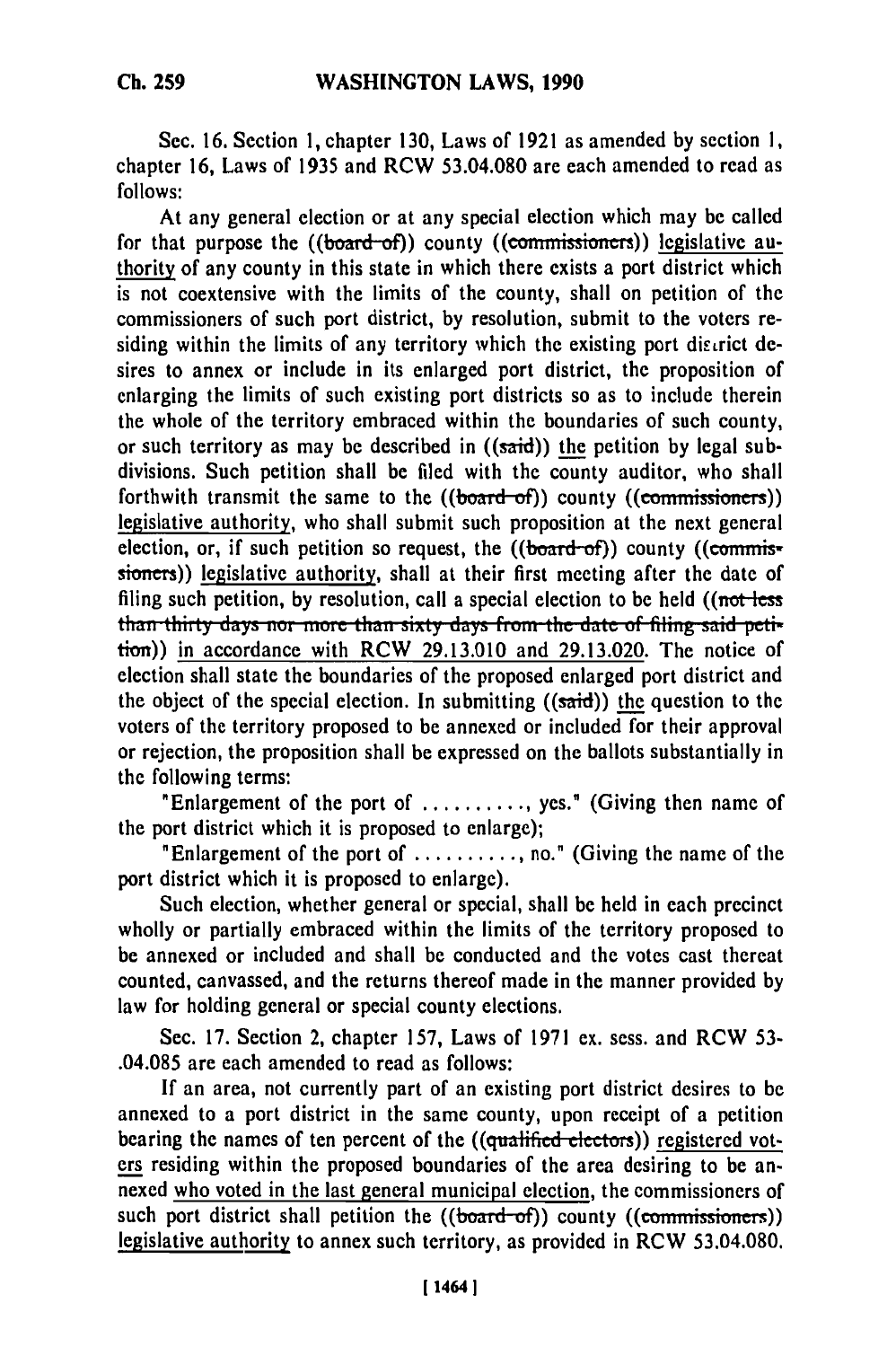Sec. 16. Section 1, chapter 130, Laws of 1921 as amended by section 1, chapter 16, Laws of 1935 and RCW 53.04.080 are each amended to read as follows:

At any general election or at any special election which may be called for that purpose the ((board of)) county ((commissioners)) legislative authority of any county in this state in which there exists a port district which is not coextensive with the limits of the county, shall on petition of the commissioners of such port district, by resolution, submit to the voters residing within the limits of any territory which the existing port district desires to annex or include in its enlarged port district, the proposition of enlarging the limits of such existing port districts so as to include therein the whole of the territory embraced within the boundaries of such county, or such territory as may be described in ((said)) the petition by legal subdivisions. Such petition shall be filed with the county auditor, who shall forthwith transmit the same to the ((board of)) county ((commissioners)) legislative authority, who shall submit such proposition at the next general election, or, if such petition so request, the ((board of)) county ((commissioners)) legislative authority, shall at their first meeting after the date of filing such petition, by resolution, call a special election to be held ((not less than thirty days nor more than sixty days from the date of filing said petition)) in accordance with RCW 29.13.010 and 29.13.020. The notice of election shall state the boundaries of the proposed enlarged port district and the object of the special election. In submitting ((said)) the question to the voters of the territory proposed to be annexed or included for their approval or rejection, the proposition shall be expressed on the ballots substantially in the following terms:

"Enlargement of the port of .........., yes." (Giving then name of the port district which it is proposed to enlarge);

"Enlargement of the port of .........., no." (Giving the name of the port district which it is proposed to enlarge).

Such election, whether general or special, shall be held in each precinct wholly or partially embraced within the limits of the territory proposed to be annexed or included and shall be conducted and the votes cast thereat counted, canvassed, and the returns thereof made in the manner provided by law for holding general or special county elections.

Sec. 17. Section 2, chapter 157, Laws of 1971 ex. sess. and RCW 53-.04.085 are each amended to read as follows:

If an area, not currently part of an existing port district desires to be annexed to a port district in the same county, upon receipt of a petition bearing the names of ten percent of the ((qualified electors)) registered voters residing within the proposed boundaries of the area desiring to be annexed who voted in the last general municipal election, the commissioners of such port district shall petition the ((board of)) county ((commissioners)) legislative authority to annex such territory, as provided in RCW 53.04.080.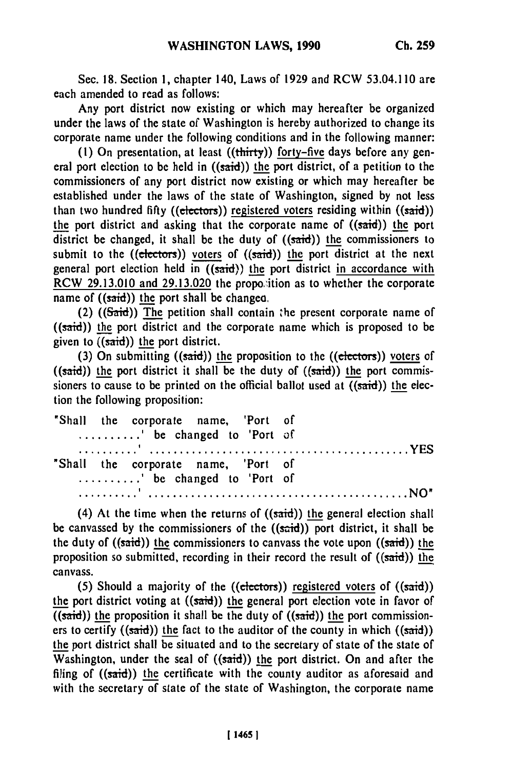Sec. 18. Section 1, chapter 140, Laws of 1929 and RCW 53.04.110 are each amended to read as follows:

Any port district now existing or which may hereafter be organized under the laws of the state of Washington is hereby authorized to change its corporate name under the following conditions and in the following manner:

(1) On presentation, at least ((thirty)) forty-five days before any general port election to be held in ((said)) the port district, of a petition to the commissioners of any port district now existing or which may hereafter be established under the laws of the state of Washington, signed by not less than two hundred fifty ((electors)) registered voters residing within ((said)) the port district and asking that the corporate name of ((said)) the port district be changed, it shall be the duty of ((said)) the commissioners to submit to the ((electors)) voters of ((said)) the port district at the next general port election held in ((said)) the port district in accordance with RCW 29.13.010 and 29.13.020 the proposition as to whether the corporate name of ((said)) the port shall be changed.

(2) ((Said)) The petition shall contain the present corporate name of ((said)) the port district and the corporate name which is proposed to be given to ((said)) the port district.

(3) On submitting ((said)) the proposition to the ((electors)) voters of ((said)) the port district it shall be the duty of ((said)) the port commissioners to cause to be printed on the official ballot used at ((said)) the election the following proposition:

"Shall the corporate name, 'Port of ..........' be changed to 'Port of ..........' .......................................... YES
"Shall the corporate name, 'Port of ..........' be changed to 'Port of ..........' .......................................... NO"

(4) At the time when the returns of ((said)) the general election shall be canvassed by the commissioners of the ((said)) port district, it shall be the duty of ((said)) the commissioners to canvass the vote upon ((said)) the proposition so submitted, recording in their record the result of ((said)) the canvass.

(5) Should a majority of the ((electors)) registered voters of ((said)) the port district voting at ((said)) the general port election vote in favor of ((said)) the proposition it shall be the duty of ((said)) the port commissioners to certify ((said)) the fact to the auditor of the county in which ((said)) the port district shall be situated and to the secretary of state of the state of Washington, under the seal of ((said)) the port district. On and after the filing of ((said)) the certificate with the county auditor as aforesaid and with the secretary of state of the state of Washington, the corporate name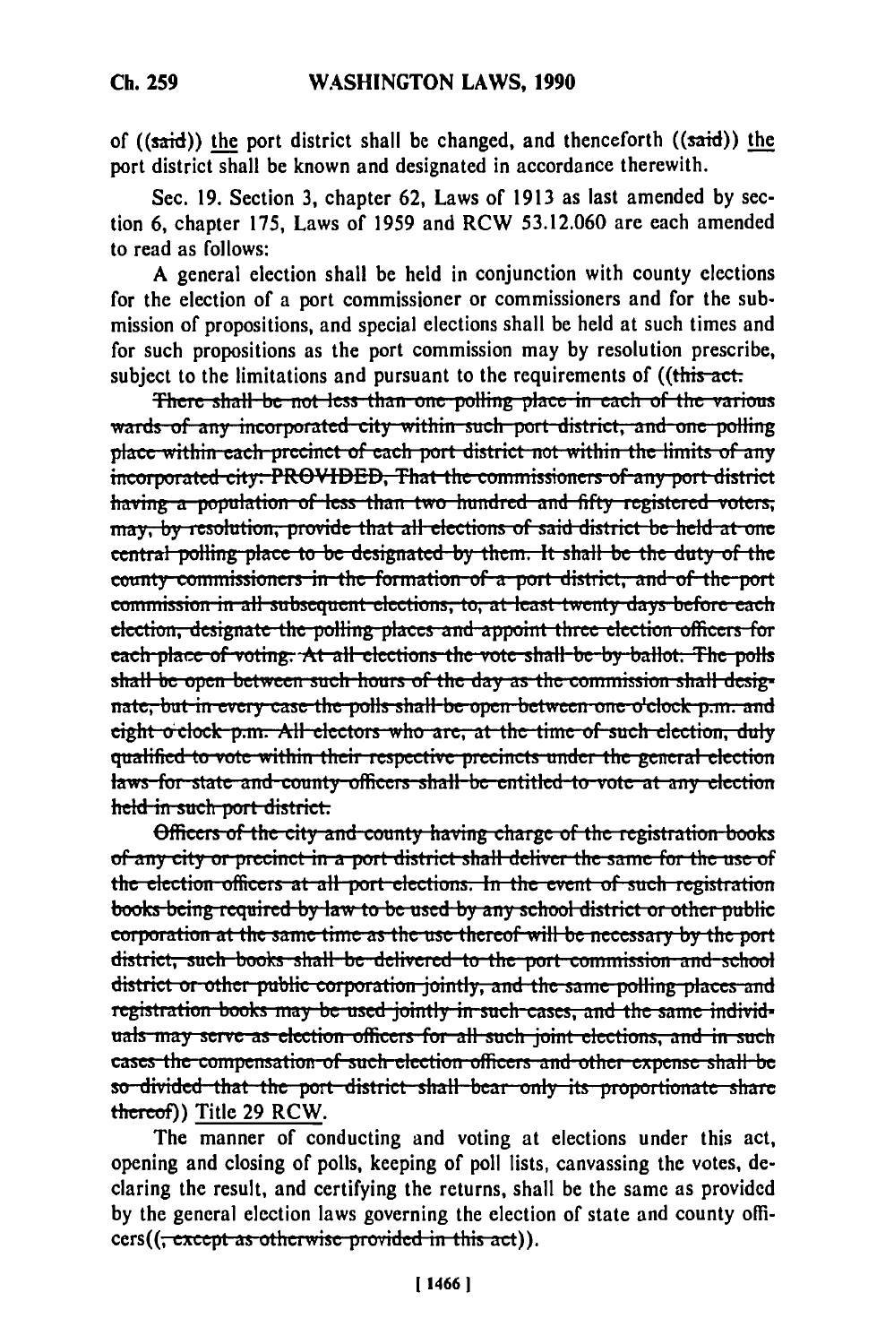of ((said)) the port district shall be changed, and thenceforth ((said)) the port district shall be known and designated in accordance therewith.

Sec. 19. Section 3, chapter 62, Laws of 1913 as last amended by section 6, chapter 175, Laws of 1959 and RCW 53.12.060 are each amended to read as follows:

A general election shall be held in conjunction with county elections for the election of a port commissioner or commissioners and for the submission of propositions, and special elections shall be held at such times and for such propositions as the port commission may by resolution prescribe, subject to the limitations and pursuant to the requirements of ((~~this act.~~

~~There shall be not less than one polling place in each of the various wards of any incorporated city within such port district, and one polling place within each precinct of each port district not within the limits of any incorporated city: PROVIDED, That the commissioners of any port district having a population of less than two hundred and fifty registered voters, may, by resolution, provide that all elections of said district be held at one central polling place to be designated by them. It shall be the duty of the county commissioners in the formation of a port district, and of the port commission in all subsequent elections, to, at least twenty days before each election, designate the polling places and appoint three election officers for each place of voting. At all elections the vote shall be by ballot. The polls shall be open between such hours of the day as the commission shall designate, but in every case the polls shall be open between one o'clock p.m. and eight o'clock p.m. All electors who are, at the time of such election, duly qualified to vote within their respective precincts under the general election laws for state and county officers shall be entitled to vote at any election held in such port district.~~

~~Officers of the city and county having charge of the registration books of any city or precinct in a port district shall deliver the same for the use of the election officers at all port elections. In the event of such registration books being required by law to be used by any school district or other public corporation at the same time as the use thereof will be necessary by the port district, such books shall be delivered to the port commission and school district or other public corporation jointly, and the same polling places and registration books may be used jointly in such cases, and the same individuals may serve as election officers for all such joint elections, and in such cases the compensation of such election officers and other expense shall be so divided that the port district shall bear only its proportionate share thereof~~)) Title 29 RCW.

The manner of conducting and voting at elections under this act, opening and closing of polls, keeping of poll lists, canvassing the votes, declaring the result, and certifying the returns, shall be the same as provided by the general election laws governing the election of state and county officers((~~, except as otherwise provided in this act~~)).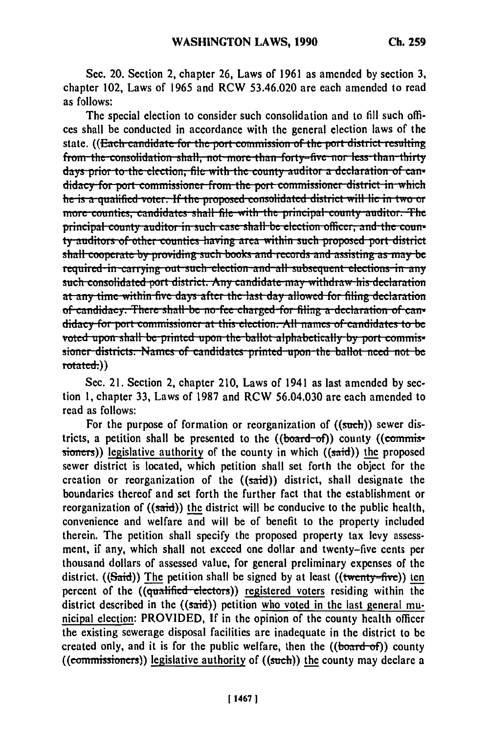Sec. 20. Section 2, chapter 26, Laws of 1961 as amended by section 3, chapter 102, Laws of 1965 and RCW 53.46.020 are each amended to read as follows:

The special election to consider such consolidation and to fill such offices shall be conducted in accordance with the general election laws of the state. ((~~Each candidate for the port commission of the port district resulting from the consolidation shall, not more than forty-five nor less than thirty days prior to the election, file with the county auditor a declaration of candidacy for port commissioner from the port commissioner district in which he is a qualified voter. If the proposed consolidated district will lie in two or more counties, candidates shall file with the principal county auditor. The principal county auditor in such case shall be election officer, and the county auditors of other counties having area within such proposed port district shall cooperate by providing such books and records and assisting as may be required in carrying out such election and all subsequent elections in any such consolidated port district. Any candidate may withdraw his declaration at any time within five days after the last day allowed for filing declaration of candidacy. There shall be no fee charged for filing a declaration of candidacy for port commissioner at this election. All names of candidates to be voted upon shall be printed upon the ballot alphabetically by port commissioner districts. Names of candidates printed upon the ballot need not be rotated.~~))

Sec. 21. Section 2, chapter 210, Laws of 1941 as last amended by section 1, chapter 33, Laws of 1987 and RCW 56.04.030 are each amended to read as follows:

For the purpose of formation or reorganization of ((~~such~~)) sewer districts, a petition shall be presented to the ((~~board of~~)) county ((~~commissioners~~)) legislative authority of the county in which ((~~said~~)) the proposed sewer district is located, which petition shall set forth the object for the creation or reorganization of the ((~~said~~)) district, shall designate the boundaries thereof and set forth the further fact that the establishment or reorganization of ((~~said~~)) the district will be conducive to the public health, convenience and welfare and will be of benefit to the property included therein. The petition shall specify the proposed property tax levy assessment, if any, which shall not exceed one dollar and twenty-five cents per thousand dollars of assessed value, for general preliminary expenses of the district. ((~~Said~~)) The petition shall be signed by at least ((~~twenty-five~~)) ten percent of the ((~~qualified electors~~)) registered voters residing within the district described in the ((~~said~~)) petition who voted in the last general municipal election: PROVIDED, If in the opinion of the county health officer the existing sewerage disposal facilities are inadequate in the district to be created only, and it is for the public welfare, then the ((~~board of~~)) county ((~~commissioners~~)) legislative authority of ((~~such~~)) the county may declare a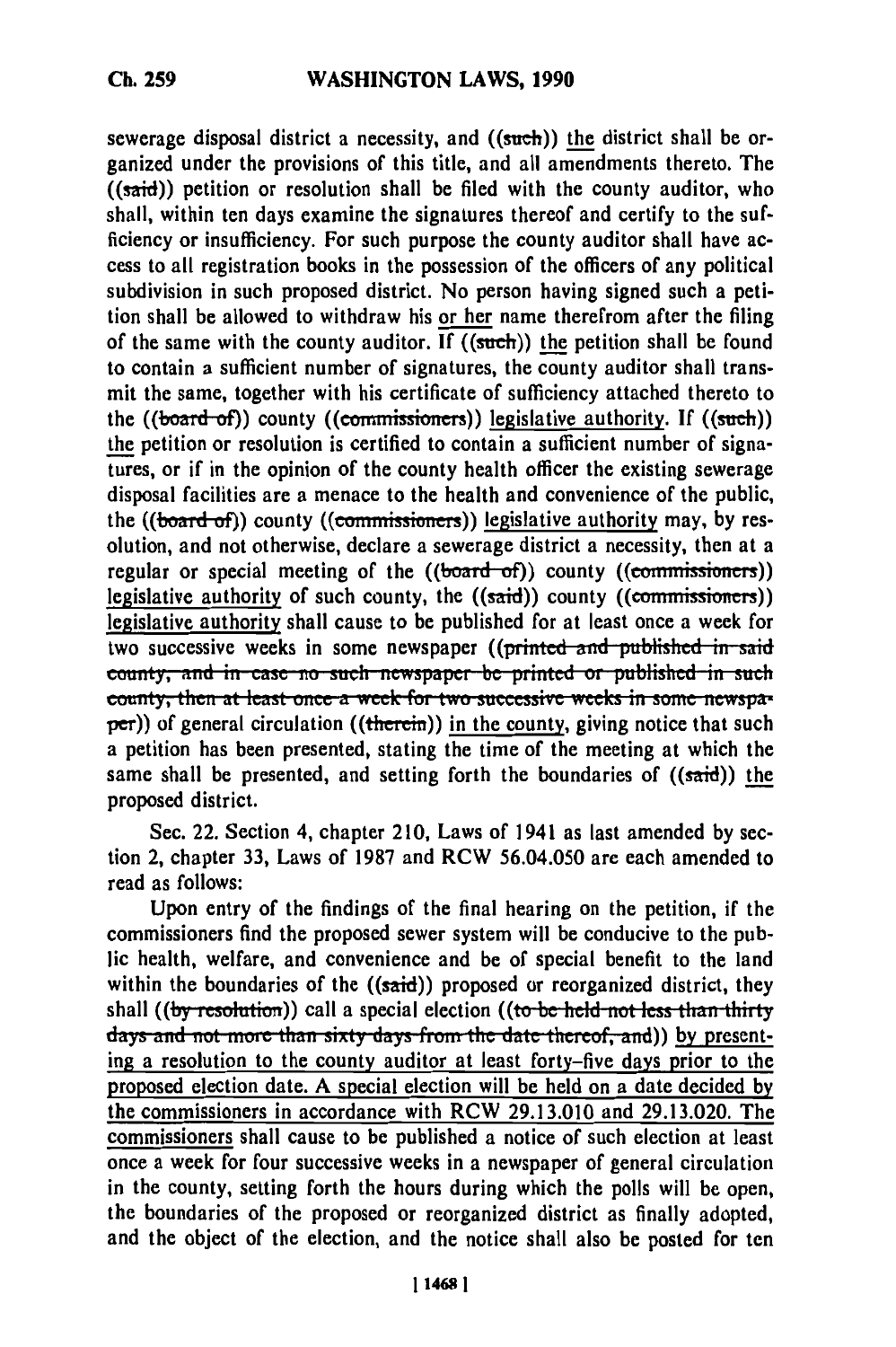sewerage disposal district a necessity, and ((such)) the district shall be organized under the provisions of this title, and all amendments thereto. The ((said)) petition or resolution shall be filed with the county auditor, who shall, within ten days examine the signatures thereof and certify to the sufficiency or insufficiency. For such purpose the county auditor shall have access to all registration books in the possession of the officers of any political subdivision in such proposed district. No person having signed such a petition shall be allowed to withdraw his or her name therefrom after the filing of the same with the county auditor. If ((such)) the petition shall be found to contain a sufficient number of signatures, the county auditor shall transmit the same, together with his certificate of sufficiency attached thereto to the ((board of)) county ((commissioners)) legislative authority. If ((such)) the petition or resolution is certified to contain a sufficient number of signatures, or if in the opinion of the county health officer the existing sewerage disposal facilities are a menace to the health and convenience of the public, the ((board of)) county ((commissioners)) legislative authority may, by resolution, and not otherwise, declare a sewerage district a necessity, then at a regular or special meeting of the ((board of)) county ((commissioners)) legislative authority of such county, the ((said)) county ((commissioners)) legislative authority shall cause to be published for at least once a week for two successive weeks in some newspaper ((printed and published in said county, and in case no such newspaper be printed or published in such county, then at least once a week for two successive weeks in some newspaper)) of general circulation ((therein)) in the county, giving notice that such a petition has been presented, stating the time of the meeting at which the same shall be presented, and setting forth the boundaries of ((said)) the proposed district.

Sec. 22. Section 4, chapter 210, Laws of 1941 as last amended by section 2, chapter 33, Laws of 1987 and RCW 56.04.050 are each amended to read as follows:

Upon entry of the findings of the final hearing on the petition, if the commissioners find the proposed sewer system will be conducive to the public health, welfare, and convenience and be of special benefit to the land within the boundaries of the ((said)) proposed or reorganized district, they shall ((by resolution)) call a special election ((to be held not less than thirty days and not more than sixty days from the date thereof, and)) by presenting a resolution to the county auditor at least forty-five days prior to the proposed election date. A special election will be held on a date decided by the commissioners in accordance with RCW 29.13.010 and 29.13.020. The commissioners shall cause to be published a notice of such election at least once a week for four successive weeks in a newspaper of general circulation in the county, setting forth the hours during which the polls will be open, the boundaries of the proposed or reorganized district as finally adopted, and the object of the election, and the notice shall also be posted for ten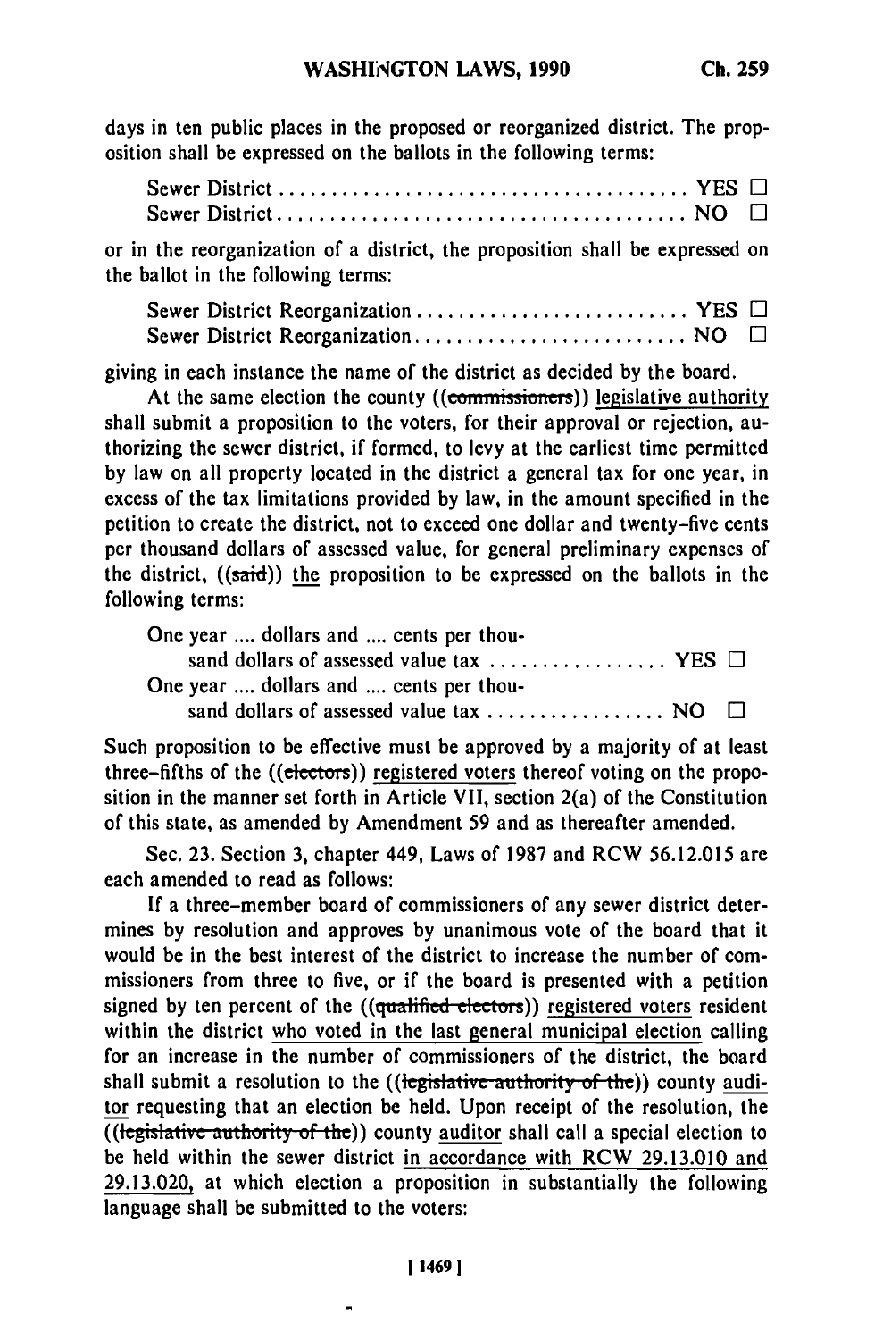days in ten public places in the proposed or reorganized district. The proposition shall be expressed on the ballots in the following terms:

Sewer District . . . . . . . . . . . . . . . . . . . . . . . . . . . . . . . . . . . . . . . YES □
Sewer District . . . . . . . . . . . . . . . . . . . . . . . . . . . . . . . . . . . . . . . NO □

or in the reorganization of a district, the proposition shall be expressed on the ballot in the following terms:

Sewer District Reorganization . . . . . . . . . . . . . . . . . . . . . . . . . . YES □
Sewer District Reorganization . . . . . . . . . . . . . . . . . . . . . . . . . . NO □

giving in each instance the name of the district as decided by the board.

At the same election the county ((~~commissioners~~)) <u>legislative authority</u> shall submit a proposition to the voters, for their approval or rejection, authorizing the sewer district, if formed, to levy at the earliest time permitted by law on all property located in the district a general tax for one year, in excess of the tax limitations provided by law, in the amount specified in the petition to create the district, not to exceed one dollar and twenty-five cents per thousand dollars of assessed value, for general preliminary expenses of the district, ((~~said~~)) <u>the</u> proposition to be expressed on the ballots in the following terms:

One year .... dollars and .... cents per thousand dollars of assessed value tax . . . . . . . . . . . . . . . . . YES □
One year .... dollars and .... cents per thousand dollars of assessed value tax . . . . . . . . . . . . . . . . . NO □

Such proposition to be effective must be approved by a majority of at least three-fifths of the ((~~electors~~)) <u>registered voters</u> thereof voting on the proposition in the manner set forth in Article VII, section 2(a) of the Constitution of this state, as amended by Amendment 59 and as thereafter amended.

Sec. 23. Section 3, chapter 449, Laws of 1987 and RCW 56.12.015 are each amended to read as follows:

If a three-member board of commissioners of any sewer district determines by resolution and approves by unanimous vote of the board that it would be in the best interest of the district to increase the number of commissioners from three to five, or if the board is presented with a petition signed by ten percent of the ((~~qualified electors~~)) <u>registered voters</u> resident within the district <u>who voted in the last general municipal election</u> calling for an increase in the number of commissioners of the district, the board shall submit a resolution to the ((~~legislative authority of the~~)) county <u>auditor</u> requesting that an election be held. Upon receipt of the resolution, the ((~~legislative authority of the~~)) county <u>auditor</u> shall call a special election to be held within the sewer district <u>in accordance with RCW 29.13.010 and 29.13.020,</u> at which election a proposition in substantially the following language shall be submitted to the voters: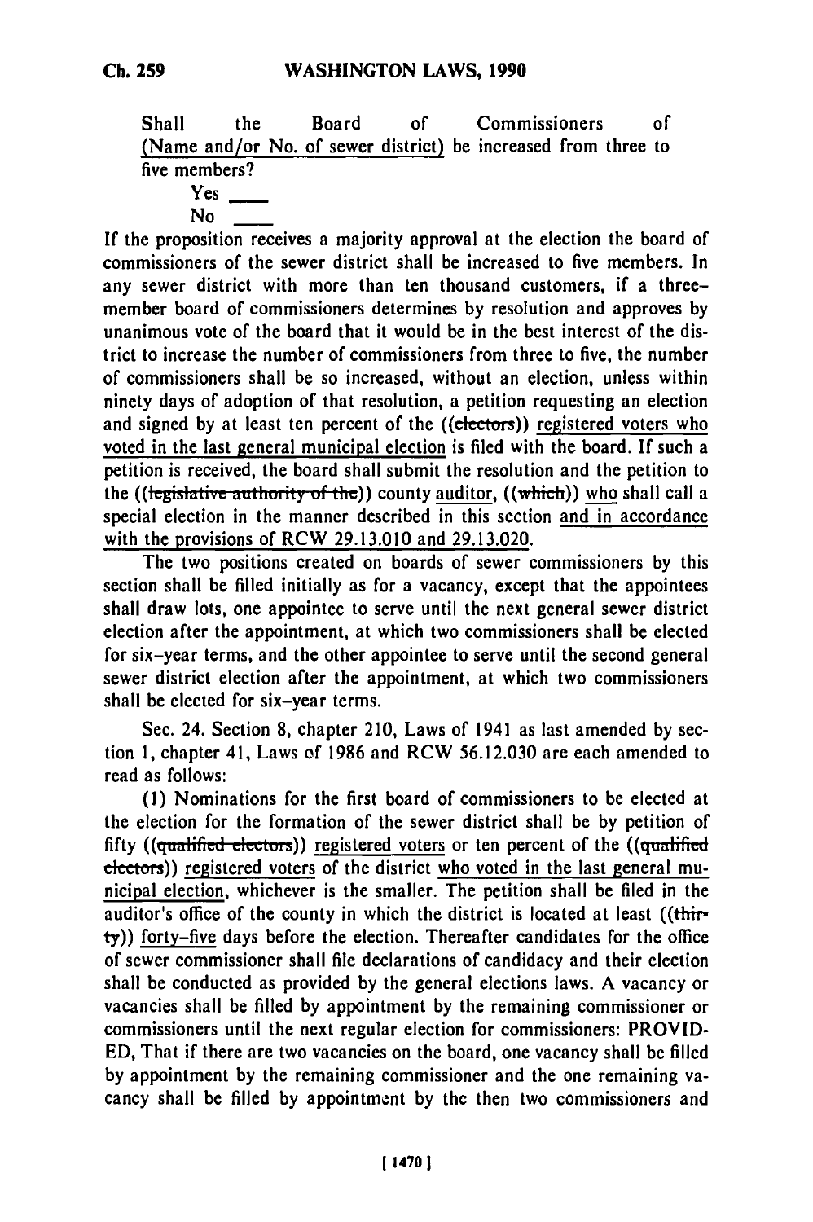Shall the Board of Commissioners of (Name and/or No. of sewer district) be increased from three to five members?

Yes ____

No ____

If the proposition receives a majority approval at the election the board of commissioners of the sewer district shall be increased to five members. In any sewer district with more than ten thousand customers, if a three-member board of commissioners determines by resolution and approves by unanimous vote of the board that it would be in the best interest of the district to increase the number of commissioners from three to five, the number of commissioners shall be so increased, without an election, unless within ninety days of adoption of that resolution, a petition requesting an election and signed by at least ten percent of the ((electors)) registered voters who voted in the last general municipal election is filed with the board. If such a petition is received, the board shall submit the resolution and the petition to the ((legislative authority of the)) county auditor, ((which)) who shall call a special election in the manner described in this section and in accordance with the provisions of RCW 29.13.010 and 29.13.020.

The two positions created on boards of sewer commissioners by this section shall be filled initially as for a vacancy, except that the appointees shall draw lots, one appointee to serve until the next general sewer district election after the appointment, at which two commissioners shall be elected for six-year terms, and the other appointee to serve until the second general sewer district election after the appointment, at which two commissioners shall be elected for six-year terms.

Sec. 24. Section 8, chapter 210, Laws of 1941 as last amended by section 1, chapter 41, Laws of 1986 and RCW 56.12.030 are each amended to read as follows:

(1) Nominations for the first board of commissioners to be elected at the election for the formation of the sewer district shall be by petition of fifty ((qualified electors)) registered voters or ten percent of the ((qualified electors)) registered voters of the district who voted in the last general municipal election, whichever is the smaller. The petition shall be filed in the auditor's office of the county in which the district is located at least ((thirty)) forty-five days before the election. Thereafter candidates for the office of sewer commissioner shall file declarations of candidacy and their election shall be conducted as provided by the general elections laws. A vacancy or vacancies shall be filled by appointment by the remaining commissioner or commissioners until the next regular election for commissioners: PROVIDED, That if there are two vacancies on the board, one vacancy shall be filled by appointment by the remaining commissioner and the one remaining vacancy shall be filled by appointment by the then two commissioners and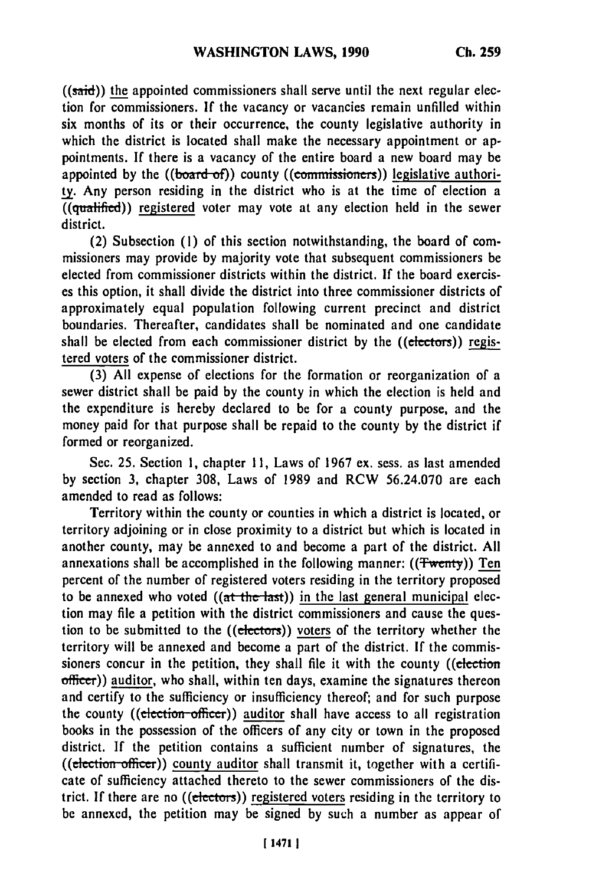((said)) the appointed commissioners shall serve until the next regular election for commissioners. If the vacancy or vacancies remain unfilled within six months of its or their occurrence, the county legislative authority in which the district is located shall make the necessary appointment or appointments. If there is a vacancy of the entire board a new board may be appointed by the ((board of)) county ((commissioners)) legislative authority. Any person residing in the district who is at the time of election a ((qualified)) registered voter may vote at any election held in the sewer district.

(2) Subsection (1) of this section notwithstanding, the board of commissioners may provide by majority vote that subsequent commissioners be elected from commissioner districts within the district. If the board exercises this option, it shall divide the district into three commissioner districts of approximately equal population following current precinct and district boundaries. Thereafter, candidates shall be nominated and one candidate shall be elected from each commissioner district by the ((electors)) registered voters of the commissioner district.

(3) All expense of elections for the formation or reorganization of a sewer district shall be paid by the county in which the election is held and the expenditure is hereby declared to be for a county purpose, and the money paid for that purpose shall be repaid to the county by the district if formed or reorganized.

Sec. 25. Section 1, chapter 11, Laws of 1967 ex. sess. as last amended by section 3, chapter 308, Laws of 1989 and RCW 56.24.070 are each amended to read as follows:

Territory within the county or counties in which a district is located, or territory adjoining or in close proximity to a district but which is located in another county, may be annexed to and become a part of the district. All annexations shall be accomplished in the following manner: ((Twenty)) Ten percent of the number of registered voters residing in the territory proposed to be annexed who voted ((at the last)) in the last general municipal election may file a petition with the district commissioners and cause the question to be submitted to the ((electors)) voters of the territory whether the territory will be annexed and become a part of the district. If the commissioners concur in the petition, they shall file it with the county ((election officer)) auditor, who shall, within ten days, examine the signatures thereon and certify to the sufficiency or insufficiency thereof; and for such purpose the county ((election officer)) auditor shall have access to all registration books in the possession of the officers of any city or town in the proposed district. If the petition contains a sufficient number of signatures, the ((election officer)) county auditor shall transmit it, together with a certificate of sufficiency attached thereto to the sewer commissioners of the district. If there are no ((electors)) registered voters residing in the territory to be annexed, the petition may be signed by such a number as appear of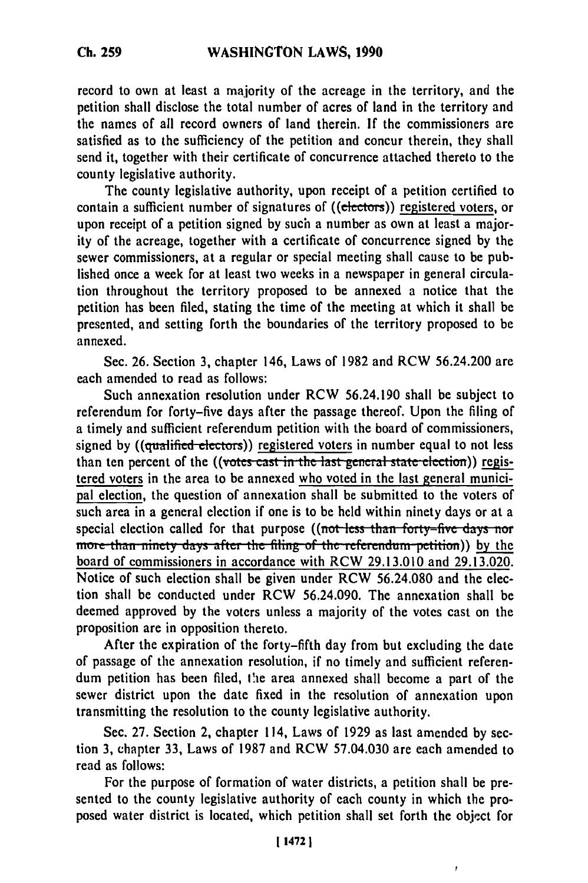record to own at least a majority of the acreage in the territory, and the petition shall disclose the total number of acres of land in the territory and the names of all record owners of land therein. If the commissioners are satisfied as to the sufficiency of the petition and concur therein, they shall send it, together with their certificate of concurrence attached thereto to the county legislative authority.

The county legislative authority, upon receipt of a petition certified to contain a sufficient number of signatures of ((~~electors~~)) registered voters, or upon receipt of a petition signed by such a number as own at least a majority of the acreage, together with a certificate of concurrence signed by the sewer commissioners, at a regular or special meeting shall cause to be published once a week for at least two weeks in a newspaper in general circulation throughout the territory proposed to be annexed a notice that the petition has been filed, stating the time of the meeting at which it shall be presented, and setting forth the boundaries of the territory proposed to be annexed.

Sec. 26. Section 3, chapter 146, Laws of 1982 and RCW 56.24.200 are each amended to read as follows:

Such annexation resolution under RCW 56.24.190 shall be subject to referendum for forty-five days after the passage thereof. Upon the filing of a timely and sufficient referendum petition with the board of commissioners, signed by ((~~qualified electors~~)) registered voters in number equal to not less than ten percent of the ((~~votes cast in the last general state election~~)) registered voters in the area to be annexed who voted in the last general municipal election, the question of annexation shall be submitted to the voters of such area in a general election if one is to be held within ninety days or at a special election called for that purpose ((~~not less than forty-five days nor more than ninety days after the filing of the referendum petition~~)) by the board of commissioners in accordance with RCW 29.13.010 and 29.13.020. Notice of such election shall be given under RCW 56.24.080 and the election shall be conducted under RCW 56.24.090. The annexation shall be deemed approved by the voters unless a majority of the votes cast on the proposition are in opposition thereto.

After the expiration of the forty-fifth day from but excluding the date of passage of the annexation resolution, if no timely and sufficient referendum petition has been filed, the area annexed shall become a part of the sewer district upon the date fixed in the resolution of annexation upon transmitting the resolution to the county legislative authority.

Sec. 27. Section 2, chapter 114, Laws of 1929 as last amended by section 3, chapter 33, Laws of 1987 and RCW 57.04.030 are each amended to read as follows:

For the purpose of formation of water districts, a petition shall be presented to the county legislative authority of each county in which the proposed water district is located, which petition shall set forth the object for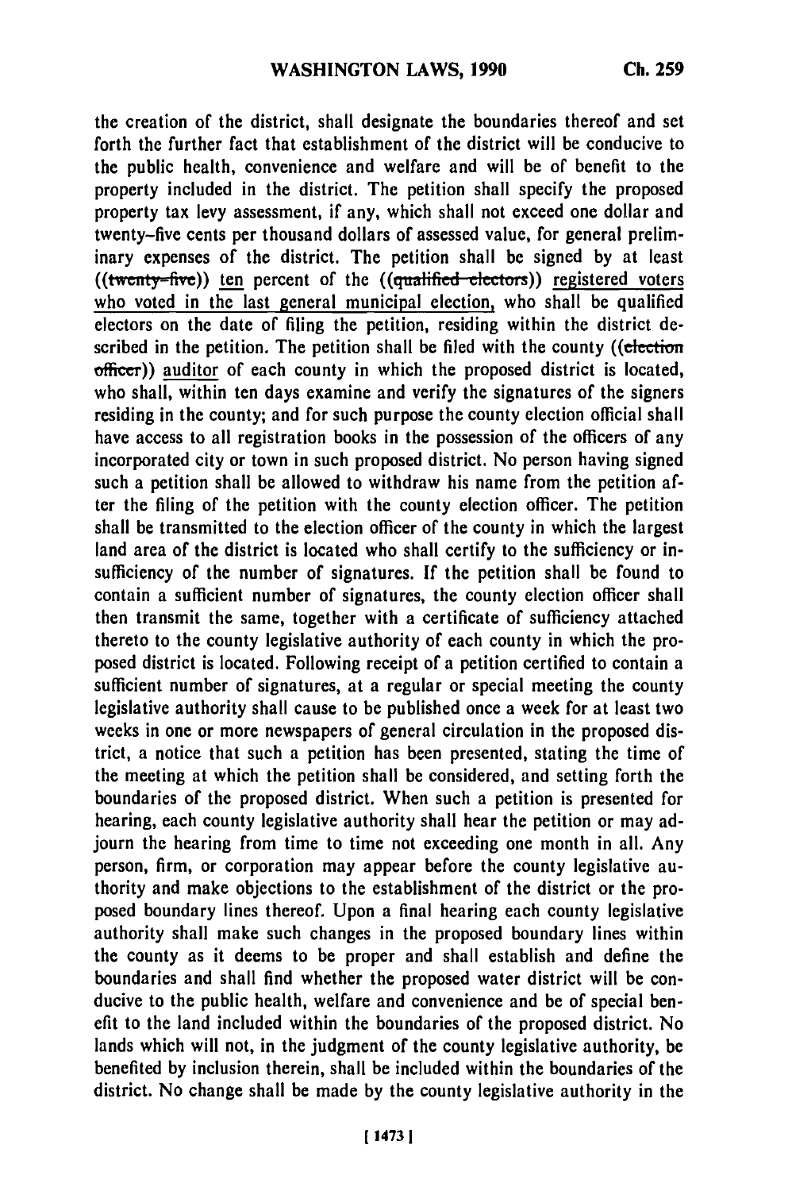the creation of the district, shall designate the boundaries thereof and set forth the further fact that establishment of the district will be conducive to the public health, convenience and welfare and will be of benefit to the property included in the district. The petition shall specify the proposed property tax levy assessment, if any, which shall not exceed one dollar and twenty-five cents per thousand dollars of assessed value, for general preliminary expenses of the district. The petition shall be signed by at least ((~~twenty-five~~)) ten percent of the ((~~qualified electors~~)) registered voters who voted in the last general municipal election, who shall be qualified electors on the date of filing the petition, residing within the district described in the petition. The petition shall be filed with the county ((~~election officer~~)) auditor of each county in which the proposed district is located, who shall, within ten days examine and verify the signatures of the signers residing in the county; and for such purpose the county election official shall have access to all registration books in the possession of the officers of any incorporated city or town in such proposed district. No person having signed such a petition shall be allowed to withdraw his name from the petition after the filing of the petition with the county election officer. The petition shall be transmitted to the election officer of the county in which the largest land area of the district is located who shall certify to the sufficiency or insufficiency of the number of signatures. If the petition shall be found to contain a sufficient number of signatures, the county election officer shall then transmit the same, together with a certificate of sufficiency attached thereto to the county legislative authority of each county in which the proposed district is located. Following receipt of a petition certified to contain a sufficient number of signatures, at a regular or special meeting the county legislative authority shall cause to be published once a week for at least two weeks in one or more newspapers of general circulation in the proposed district, a notice that such a petition has been presented, stating the time of the meeting at which the petition shall be considered, and setting forth the boundaries of the proposed district. When such a petition is presented for hearing, each county legislative authority shall hear the petition or may adjourn the hearing from time to time not exceeding one month in all. Any person, firm, or corporation may appear before the county legislative authority and make objections to the establishment of the district or the proposed boundary lines thereof. Upon a final hearing each county legislative authority shall make such changes in the proposed boundary lines within the county as it deems to be proper and shall establish and define the boundaries and shall find whether the proposed water district will be conducive to the public health, welfare and convenience and be of special benefit to the land included within the boundaries of the proposed district. No lands which will not, in the judgment of the county legislative authority, be benefited by inclusion therein, shall be included within the boundaries of the district. No change shall be made by the county legislative authority in the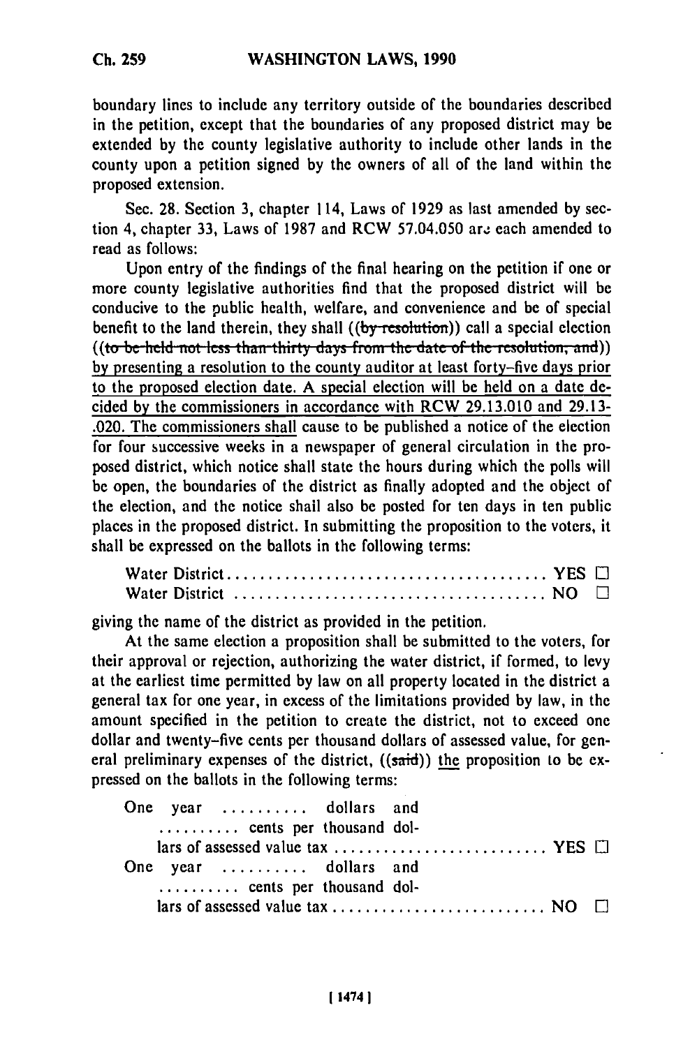boundary lines to include any territory outside of the boundaries described in the petition, except that the boundaries of any proposed district may be extended by the county legislative authority to include other lands in the county upon a petition signed by the owners of all of the land within the proposed extension.

Sec. 28. Section 3, chapter 114, Laws of 1929 as last amended by section 4, chapter 33, Laws of 1987 and RCW 57.04.050 are each amended to read as follows:

Upon entry of the findings of the final hearing on the petition if one or more county legislative authorities find that the proposed district will be conducive to the public health, welfare, and convenience and be of special benefit to the land therein, they shall ((~~by resolution~~)) call a special election ((~~to be held not less than thirty days from the date of the resolution, and~~)) by presenting a resolution to the county auditor at least forty-five days prior to the proposed election date. A special election will be held on a date decided by the commissioners in accordance with RCW 29.13.010 and 29.13-.020. The commissioners shall cause to be published a notice of the election for four successive weeks in a newspaper of general circulation in the proposed district, which notice shall state the hours during which the polls will be open, the boundaries of the district as finally adopted and the object of the election, and the notice shall also be posted for ten days in ten public places in the proposed district. In submitting the proposition to the voters, it shall be expressed on the ballots in the following terms:

Water District....................................... YES □
Water District ...................................... NO □

giving the name of the district as provided in the petition.

At the same election a proposition shall be submitted to the voters, for their approval or rejection, authorizing the water district, if formed, to levy at the earliest time permitted by law on all property located in the district a general tax for one year, in excess of the limitations provided by law, in the amount specified in the petition to create the district, not to exceed one dollar and twenty-five cents per thousand dollars of assessed value, for general preliminary expenses of the district, ((~~said~~)) the proposition to be expressed on the ballots in the following terms:

One year .......... dollars and .......... cents per thousand dollars of assessed value tax .......................... YES □
One year .......... dollars and .......... cents per thousand dollars of assessed value tax .......................... NO □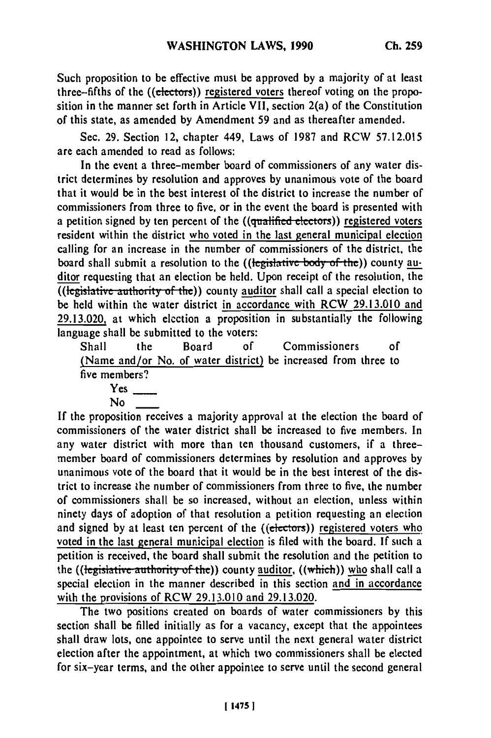Such proposition to be effective must be approved by a majority of at least three-fifths of the ((~~electors~~)) registered voters thereof voting on the proposition in the manner set forth in Article VII, section 2(a) of the Constitution of this state, as amended by Amendment 59 and as thereafter amended.

Sec. 29. Section 12, chapter 449, Laws of 1987 and RCW 57.12.015 are each amended to read as follows:

In the event a three-member board of commissioners of any water district determines by resolution and approves by unanimous vote of the board that it would be in the best interest of the district to increase the number of commissioners from three to five, or in the event the board is presented with a petition signed by ten percent of the ((~~qualified electors~~)) registered voters resident within the district who voted in the last general municipal election calling for an increase in the number of commissioners of the district, the board shall submit a resolution to the ((~~legislative body of the~~)) county auditor requesting that an election be held. Upon receipt of the resolution, the ((~~legislative authority of the~~)) county auditor shall call a special election to be held within the water district in accordance with RCW 29.13.010 and 29.13.020, at which election a proposition in substantially the following language shall be submitted to the voters:

Shall the Board of Commissioners of (Name and/or No. of water district) be increased from three to five members?

Yes \_\_\_\_

No \_\_\_\_

If the proposition receives a majority approval at the election the board of commissioners of the water district shall be increased to five members. In any water district with more than ten thousand customers, if a three-member board of commissioners determines by resolution and approves by unanimous vote of the board that it would be in the best interest of the district to increase the number of commissioners from three to five, the number of commissioners shall be so increased, without an election, unless within ninety days of adoption of that resolution a petition requesting an election and signed by at least ten percent of the ((~~electors~~)) registered voters who voted in the last general municipal election is filed with the board. If such a petition is received, the board shall submit the resolution and the petition to the ((~~legislative authority of the~~)) county auditor, ((~~which~~)) who shall call a special election in the manner described in this section and in accordance with the provisions of RCW 29.13.010 and 29.13.020.

The two positions created on boards of water commissioners by this section shall be filled initially as for a vacancy, except that the appointees shall draw lots, one appointee to serve until the next general water district election after the appointment, at which two commissioners shall be elected for six-year terms, and the other appointee to serve until the second general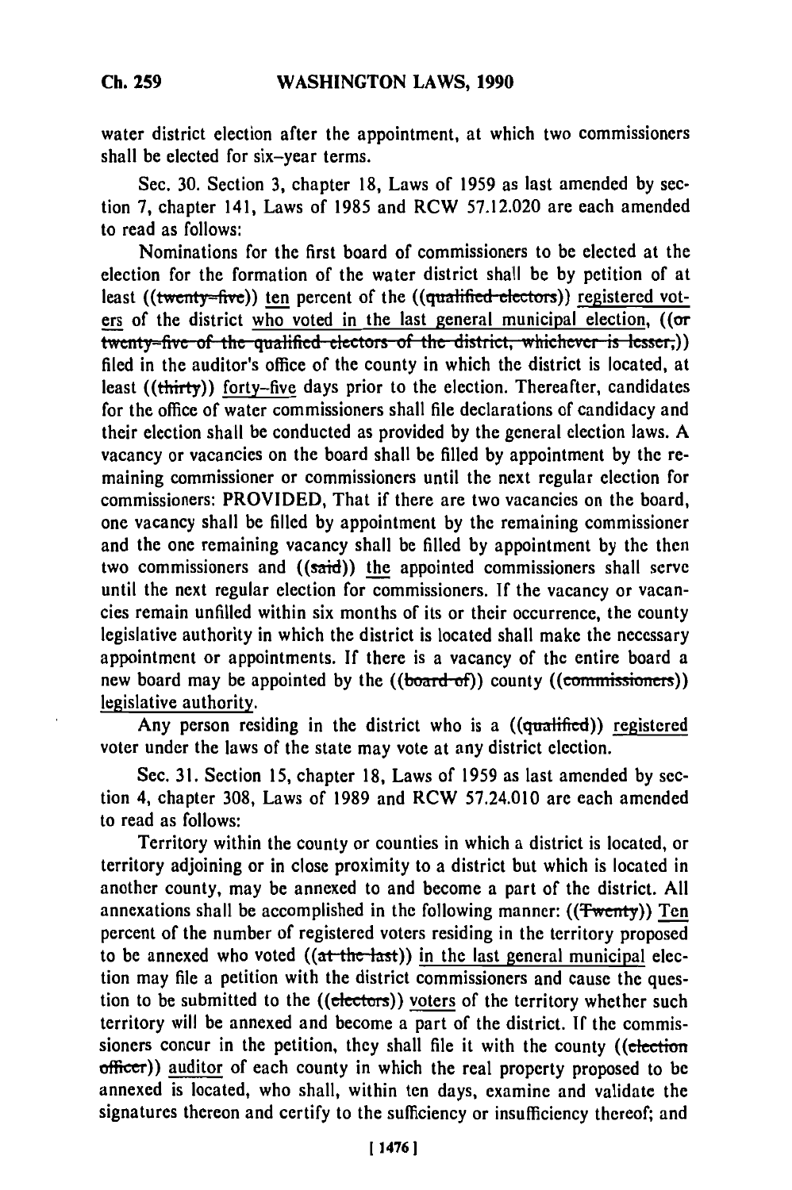water district election after the appointment, at which two commissioners shall be elected for six-year terms.

Sec. 30. Section 3, chapter 18, Laws of 1959 as last amended by section 7, chapter 141, Laws of 1985 and RCW 57.12.020 are each amended to read as follows:

Nominations for the first board of commissioners to be elected at the election for the formation of the water district shall be by petition of at least ((twenty-five)) ten percent of the ((qualified electors)) registered voters of the district who voted in the last general municipal election, ((or twenty-five of the qualified electors of the district, whichever is lesser,)) filed in the auditor's office of the county in which the district is located, at least ((thirty)) forty-five days prior to the election. Thereafter, candidates for the office of water commissioners shall file declarations of candidacy and their election shall be conducted as provided by the general election laws. A vacancy or vacancies on the board shall be filled by appointment by the remaining commissioner or commissioners until the next regular election for commissioners: PROVIDED, That if there are two vacancies on the board, one vacancy shall be filled by appointment by the remaining commissioner and the one remaining vacancy shall be filled by appointment by the then two commissioners and ((said)) the appointed commissioners shall serve until the next regular election for commissioners. If the vacancy or vacancies remain unfilled within six months of its or their occurrence, the county legislative authority in which the district is located shall make the necessary appointment or appointments. If there is a vacancy of the entire board a new board may be appointed by the ((board of)) county ((commissioners)) legislative authority.

Any person residing in the district who is a ((qualified)) registered voter under the laws of the state may vote at any district election.

Sec. 31. Section 15, chapter 18, Laws of 1959 as last amended by section 4, chapter 308, Laws of 1989 and RCW 57.24.010 are each amended to read as follows:

Territory within the county or counties in which a district is located, or territory adjoining or in close proximity to a district but which is located in another county, may be annexed to and become a part of the district. All annexations shall be accomplished in the following manner: ((Twenty)) Ten percent of the number of registered voters residing in the territory proposed to be annexed who voted ((at the last)) in the last general municipal election may file a petition with the district commissioners and cause the question to be submitted to the ((electors)) voters of the territory whether such territory will be annexed and become a part of the district. If the commissioners concur in the petition, they shall file it with the county ((election officer)) auditor of each county in which the real property proposed to be annexed is located, who shall, within ten days, examine and validate the signatures thereon and certify to the sufficiency or insufficiency thereof; and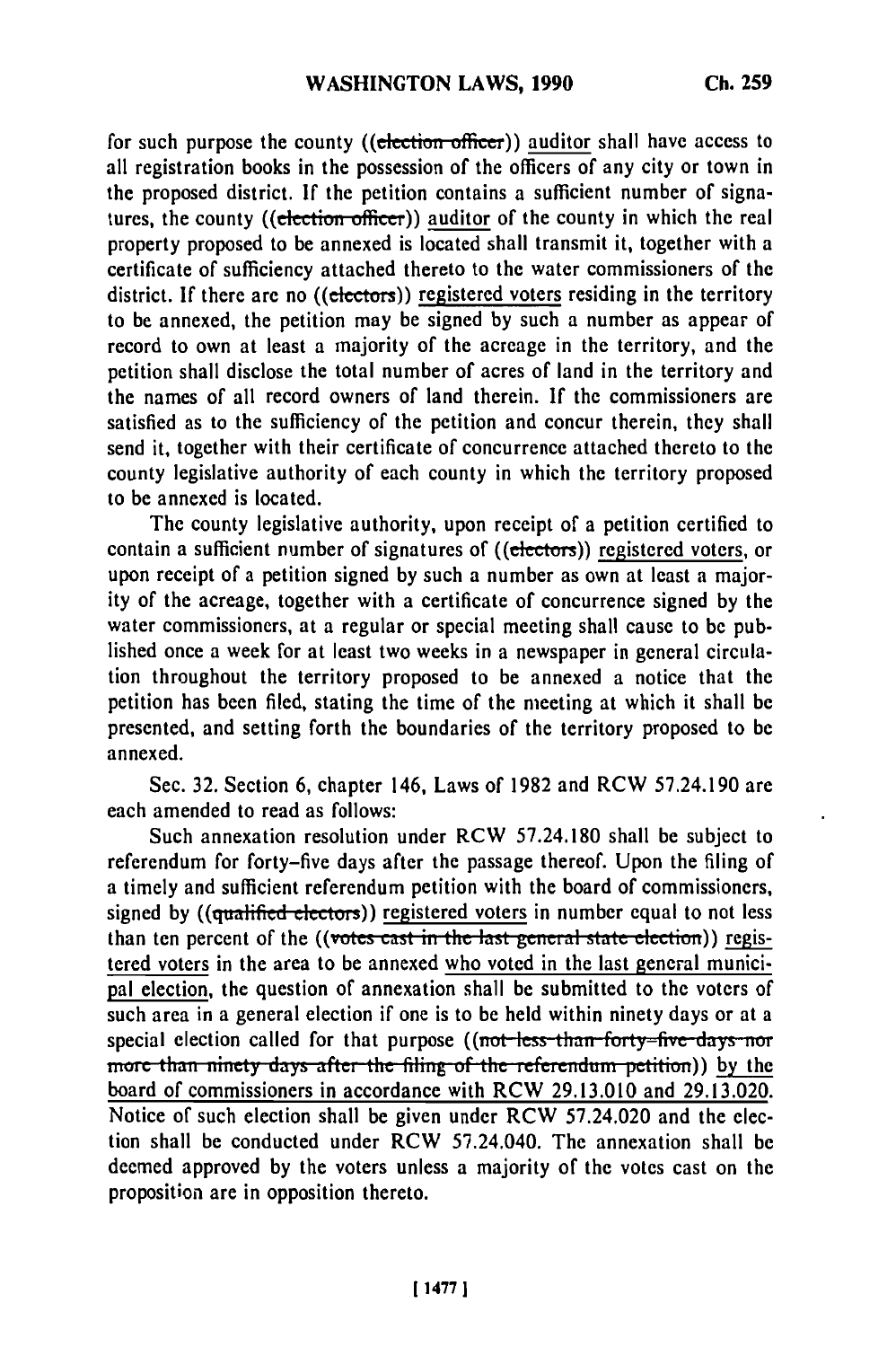for such purpose the county ((~~election officer~~)) auditor shall have access to all registration books in the possession of the officers of any city or town in the proposed district. If the petition contains a sufficient number of signatures, the county ((~~election officer~~)) auditor of the county in which the real property proposed to be annexed is located shall transmit it, together with a certificate of sufficiency attached thereto to the water commissioners of the district. If there are no ((~~electors~~)) registered voters residing in the territory to be annexed, the petition may be signed by such a number as appear of record to own at least a majority of the acreage in the territory, and the petition shall disclose the total number of acres of land in the territory and the names of all record owners of land therein. If the commissioners are satisfied as to the sufficiency of the petition and concur therein, they shall send it, together with their certificate of concurrence attached thereto to the county legislative authority of each county in which the territory proposed to be annexed is located.

The county legislative authority, upon receipt of a petition certified to contain a sufficient number of signatures of ((~~electors~~)) registered voters, or upon receipt of a petition signed by such a number as own at least a majority of the acreage, together with a certificate of concurrence signed by the water commissioners, at a regular or special meeting shall cause to be published once a week for at least two weeks in a newspaper in general circulation throughout the territory proposed to be annexed a notice that the petition has been filed, stating the time of the meeting at which it shall be presented, and setting forth the boundaries of the territory proposed to be annexed.

Sec. 32. Section 6, chapter 146, Laws of 1982 and RCW 57.24.190 are each amended to read as follows:

Such annexation resolution under RCW 57.24.180 shall be subject to referendum for forty-five days after the passage thereof. Upon the filing of a timely and sufficient referendum petition with the board of commissioners, signed by ((~~qualified electors~~)) registered voters in number equal to not less than ten percent of the ((~~votes cast in the last general state election~~)) registered voters in the area to be annexed who voted in the last general municipal election, the question of annexation shall be submitted to the voters of such area in a general election if one is to be held within ninety days or at a special election called for that purpose ((~~not less than forty-five days nor more than ninety days after the filing of the referendum petition~~)) by the board of commissioners in accordance with RCW 29.13.010 and 29.13.020. Notice of such election shall be given under RCW 57.24.020 and the election shall be conducted under RCW 57.24.040. The annexation shall be deemed approved by the voters unless a majority of the votes cast on the proposition are in opposition thereto.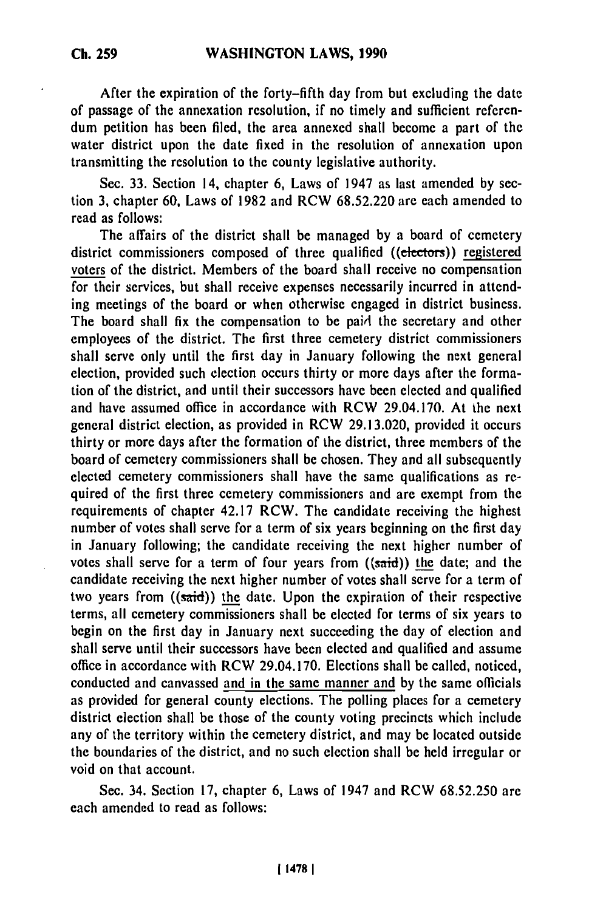After the expiration of the forty-fifth day from but excluding the date of passage of the annexation resolution, if no timely and sufficient referendum petition has been filed, the area annexed shall become a part of the water district upon the date fixed in the resolution of annexation upon transmitting the resolution to the county legislative authority.

Sec. 33. Section 14, chapter 6, Laws of 1947 as last amended by section 3, chapter 60, Laws of 1982 and RCW 68.52.220 are each amended to read as follows:

The affairs of the district shall be managed by a board of cemetery district commissioners composed of three qualified ((~~electors~~)) registered voters of the district. Members of the board shall receive no compensation for their services, but shall receive expenses necessarily incurred in attending meetings of the board or when otherwise engaged in district business. The board shall fix the compensation to be paid the secretary and other employees of the district. The first three cemetery district commissioners shall serve only until the first day in January following the next general election, provided such election occurs thirty or more days after the formation of the district, and until their successors have been elected and qualified and have assumed office in accordance with RCW 29.04.170. At the next general district election, as provided in RCW 29.13.020, provided it occurs thirty or more days after the formation of the district, three members of the board of cemetery commissioners shall be chosen. They and all subsequently elected cemetery commissioners shall have the same qualifications as required of the first three cemetery commissioners and are exempt from the requirements of chapter 42.17 RCW. The candidate receiving the highest number of votes shall serve for a term of six years beginning on the first day in January following; the candidate receiving the next higher number of votes shall serve for a term of four years from ((~~said~~)) the date; and the candidate receiving the next higher number of votes shall serve for a term of two years from ((~~said~~)) the date. Upon the expiration of their respective terms, all cemetery commissioners shall be elected for terms of six years to begin on the first day in January next succeeding the day of election and shall serve until their successors have been elected and qualified and assume office in accordance with RCW 29.04.170. Elections shall be called, noticed, conducted and canvassed and in the same manner and by the same officials as provided for general county elections. The polling places for a cemetery district election shall be those of the county voting precincts which include any of the territory within the cemetery district, and may be located outside the boundaries of the district, and no such election shall be held irregular or void on that account.

Sec. 34. Section 17, chapter 6, Laws of 1947 and RCW 68.52.250 are each amended to read as follows: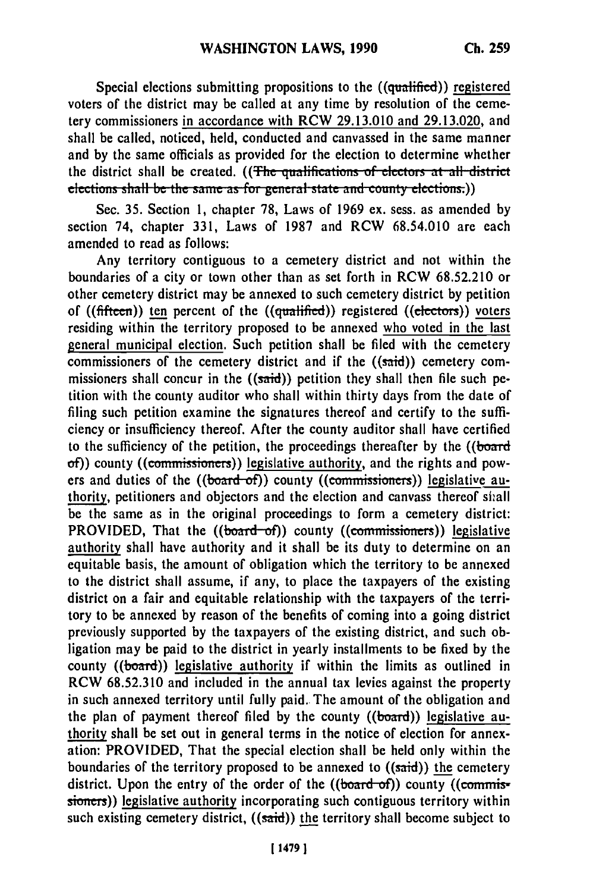Special elections submitting propositions to the ((qualified)) registered voters of the district may be called at any time by resolution of the cemetery commissioners in accordance with RCW 29.13.010 and 29.13.020, and shall be called, noticed, held, conducted and canvassed in the same manner and by the same officials as provided for the election to determine whether the district shall be created. ((~~The qualifications of electors at all district elections shall be the same as for general state and county elections.~~))

Sec. 35. Section 1, chapter 78, Laws of 1969 ex. sess. as amended by section 74, chapter 331, Laws of 1987 and RCW 68.54.010 are each amended to read as follows:

Any territory contiguous to a cemetery district and not within the boundaries of a city or town other than as set forth in RCW 68.52.210 or other cemetery district may be annexed to such cemetery district by petition of ((fifteen)) ten percent of the ((qualified)) registered ((electors)) voters residing within the territory proposed to be annexed who voted in the last general municipal election. Such petition shall be filed with the cemetery commissioners of the cemetery district and if the ((said)) cemetery commissioners shall concur in the ((said)) petition they shall then file such petition with the county auditor who shall within thirty days from the date of filing such petition examine the signatures thereof and certify to the sufficiency or insufficiency thereof. After the county auditor shall have certified to the sufficiency of the petition, the proceedings thereafter by the ((board of)) county ((commissioners)) legislative authority, and the rights and powers and duties of the ((board of)) county ((commissioners)) legislative authority, petitioners and objectors and the election and canvass thereof shall be the same as in the original proceedings to form a cemetery district: PROVIDED, That the ((board of)) county ((commissioners)) legislative authority shall have authority and it shall be its duty to determine on an equitable basis, the amount of obligation which the territory to be annexed to the district shall assume, if any, to place the taxpayers of the existing district on a fair and equitable relationship with the taxpayers of the territory to be annexed by reason of the benefits of coming into a going district previously supported by the taxpayers of the existing district, and such obligation may be paid to the district in yearly installments to be fixed by the county ((board)) legislative authority if within the limits as outlined in RCW 68.52.310 and included in the annual tax levies against the property in such annexed territory until fully paid. The amount of the obligation and the plan of payment thereof filed by the county ((board)) legislative authority shall be set out in general terms in the notice of election for annexation: PROVIDED, That the special election shall be held only within the boundaries of the territory proposed to be annexed to ((said)) the cemetery district. Upon the entry of the order of the ((board of)) county ((commissioners)) legislative authority incorporating such contiguous territory within such existing cemetery district, ((said)) the territory shall become subject to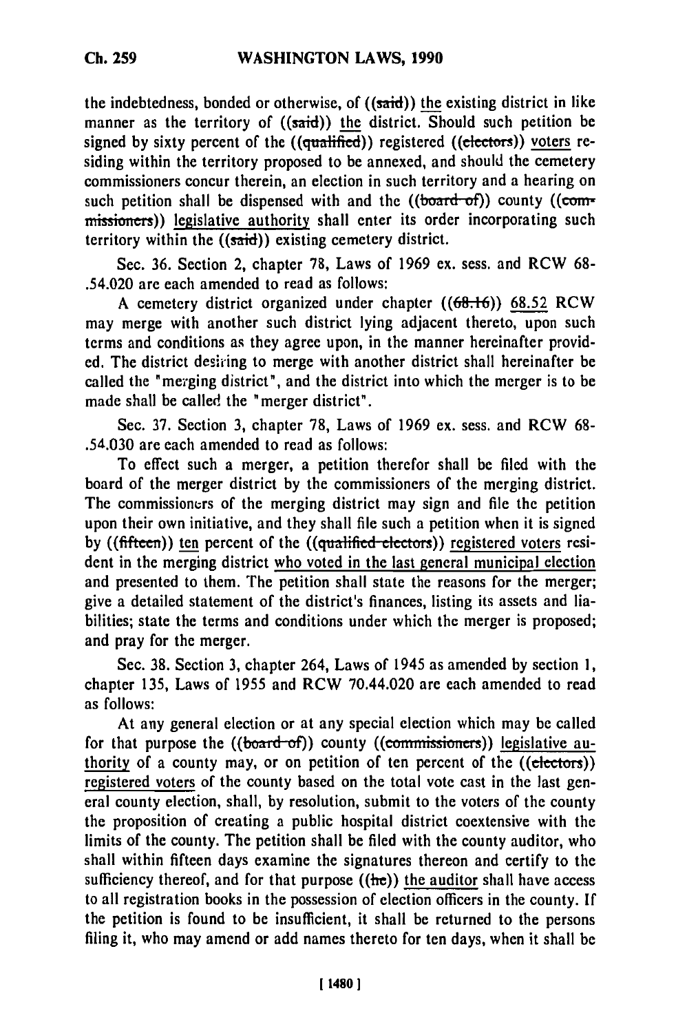the indebtedness, bonded or otherwise, of ((said)) the existing district in like manner as the territory of ((said)) the district. Should such petition be signed by sixty percent of the ((qualified)) registered ((electors)) voters residing within the territory proposed to be annexed, and should the cemetery commissioners concur therein, an election in such territory and a hearing on such petition shall be dispensed with and the ((board of)) county ((commissioners)) legislative authority shall enter its order incorporating such territory within the ((said)) existing cemetery district.

Sec. 36. Section 2, chapter 78, Laws of 1969 ex. sess. and RCW 68-.54.020 are each amended to read as follows:

A cemetery district organized under chapter ((68.16)) 68.52 RCW may merge with another such district lying adjacent thereto, upon such terms and conditions as they agree upon, in the manner hereinafter provided. The district desiring to merge with another district shall hereinafter be called the "merging district", and the district into which the merger is to be made shall be called the "merger district".

Sec. 37. Section 3, chapter 78, Laws of 1969 ex. sess. and RCW 68-.54.030 are each amended to read as follows:

To effect such a merger, a petition therefor shall be filed with the board of the merger district by the commissioners of the merging district. The commissioners of the merging district may sign and file the petition upon their own initiative, and they shall file such a petition when it is signed by ((fifteen)) ten percent of the ((qualified electors)) registered voters resident in the merging district who voted in the last general municipal election and presented to them. The petition shall state the reasons for the merger; give a detailed statement of the district's finances, listing its assets and liabilities; state the terms and conditions under which the merger is proposed; and pray for the merger.

Sec. 38. Section 3, chapter 264, Laws of 1945 as amended by section 1, chapter 135, Laws of 1955 and RCW 70.44.020 are each amended to read as follows:

At any general election or at any special election which may be called for that purpose the ((board of)) county ((commissioners)) legislative authority of a county may, or on petition of ten percent of the ((electors)) registered voters of the county based on the total vote cast in the last general county election, shall, by resolution, submit to the voters of the county the proposition of creating a public hospital district coextensive with the limits of the county. The petition shall be filed with the county auditor, who shall within fifteen days examine the signatures thereon and certify to the sufficiency thereof, and for that purpose ((he)) the auditor shall have access to all registration books in the possession of election officers in the county. If the petition is found to be insufficient, it shall be returned to the persons filing it, who may amend or add names thereto for ten days, when it shall be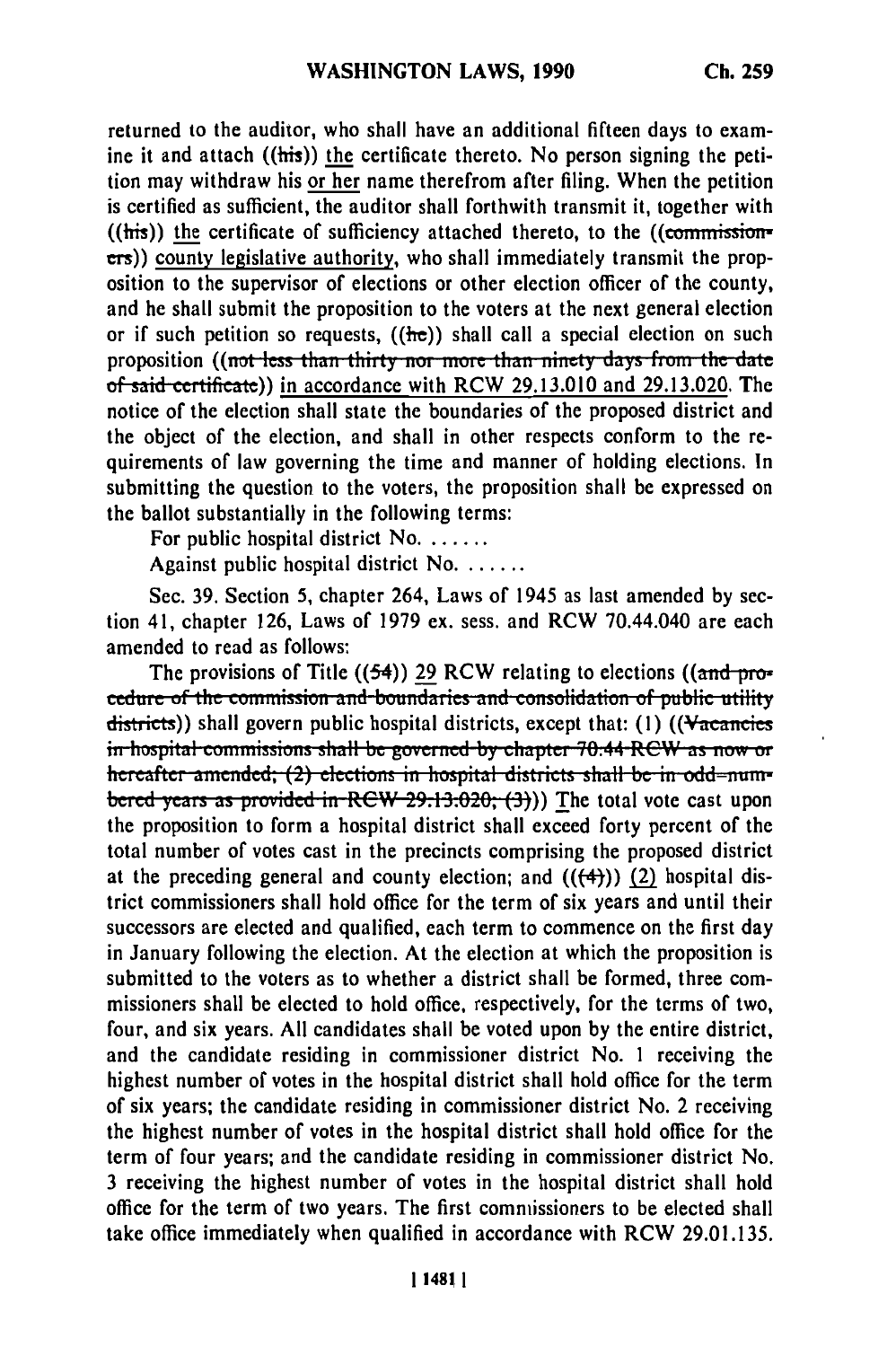returned to the auditor, who shall have an additional fifteen days to examine it and attach ((his)) the certificate thereto. No person signing the petition may withdraw his or her name therefrom after filing. When the petition is certified as sufficient, the auditor shall forthwith transmit it, together with ((his)) the certificate of sufficiency attached thereto, to the ((commissioners)) county legislative authority, who shall immediately transmit the proposition to the supervisor of elections or other election officer of the county, and he shall submit the proposition to the voters at the next general election or if such petition so requests, ((he)) shall call a special election on such proposition ((not less than thirty nor more than ninety days from the date of said certificate)) in accordance with RCW 29.13.010 and 29.13.020. The notice of the election shall state the boundaries of the proposed district and the object of the election, and shall in other respects conform to the requirements of law governing the time and manner of holding elections. In submitting the question to the voters, the proposition shall be expressed on the ballot substantially in the following terms:

For public hospital district No. ......

Against public hospital district No. ......

Sec. 39. Section 5, chapter 264, Laws of 1945 as last amended by section 41, chapter 126, Laws of 1979 ex. sess. and RCW 70.44.040 are each amended to read as follows:

The provisions of Title ((54)) 29 RCW relating to elections ((and procedure of the commission and boundaries and consolidation of public utility districts)) shall govern public hospital districts, except that: (1) ((Vacancies in hospital commissions shall be governed by chapter 70.44 RCW as now or hereafter amended; (2) elections in hospital districts shall be in odd-numbered years as provided in RCW 29.13.020; (3))) The total vote cast upon the proposition to form a hospital district shall exceed forty percent of the total number of votes cast in the precincts comprising the proposed district at the preceding general and county election; and (((4))) (2) hospital district commissioners shall hold office for the term of six years and until their successors are elected and qualified, each term to commence on the first day in January following the election. At the election at which the proposition is submitted to the voters as to whether a district shall be formed, three commissioners shall be elected to hold office, respectively, for the terms of two, four, and six years. All candidates shall be voted upon by the entire district, and the candidate residing in commissioner district No. 1 receiving the highest number of votes in the hospital district shall hold office for the term of six years; the candidate residing in commissioner district No. 2 receiving the highest number of votes in the hospital district shall hold office for the term of four years; and the candidate residing in commissioner district No. 3 receiving the highest number of votes in the hospital district shall hold office for the term of two years. The first commissioners to be elected shall take office immediately when qualified in accordance with RCW 29.01.135.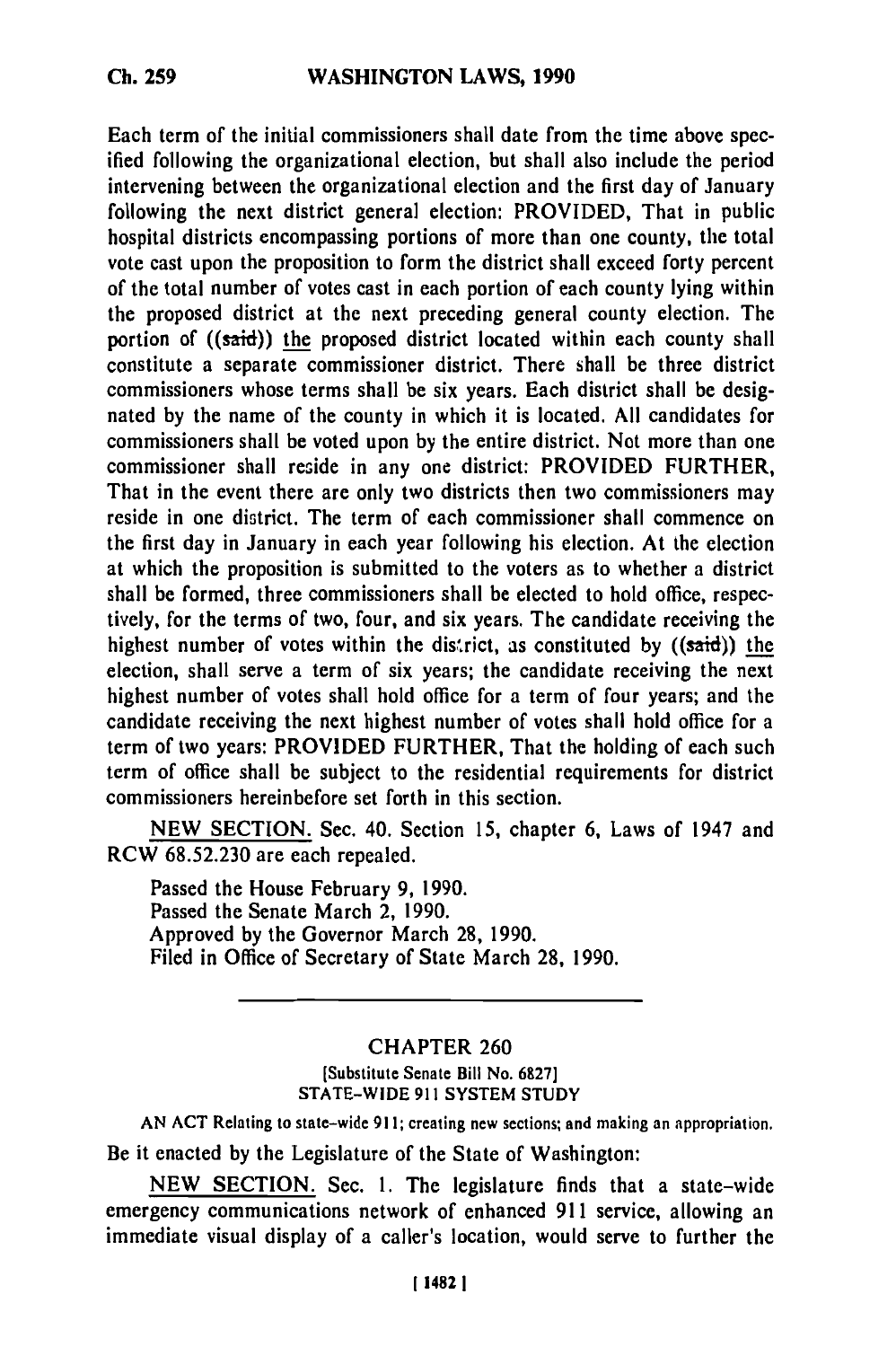Each term of the initial commissioners shall date from the time above specified following the organizational election, but shall also include the period intervening between the organizational election and the first day of January following the next district general election: PROVIDED, That in public hospital districts encompassing portions of more than one county, the total vote cast upon the proposition to form the district shall exceed forty percent of the total number of votes cast in each portion of each county lying within the proposed district at the next preceding general county election. The portion of ((said)) the proposed district located within each county shall constitute a separate commissioner district. There shall be three district commissioners whose terms shall be six years. Each district shall be designated by the name of the county in which it is located. All candidates for commissioners shall be voted upon by the entire district. Not more than one commissioner shall reside in any one district: PROVIDED FURTHER, That in the event there are only two districts then two commissioners may reside in one district. The term of each commissioner shall commence on the first day in January in each year following his election. At the election at which the proposition is submitted to the voters as to whether a district shall be formed, three commissioners shall be elected to hold office, respectively, for the terms of two, four, and six years. The candidate receiving the highest number of votes within the district, as constituted by ((said)) the election, shall serve a term of six years; the candidate receiving the next highest number of votes shall hold office for a term of four years; and the candidate receiving the next highest number of votes shall hold office for a term of two years: PROVIDED FURTHER, That the holding of each such term of office shall be subject to the residential requirements for district commissioners hereinbefore set forth in this section.

NEW SECTION. Sec. 40. Section 15, chapter 6, Laws of 1947 and RCW 68.52.230 are each repealed.

Passed the House February 9, 1990.
Passed the Senate March 2, 1990.
Approved by the Governor March 28, 1990.
Filed in Office of Secretary of State March 28, 1990.

---

## CHAPTER 260

[Substitute Senate Bill No. 6827]

STATE-WIDE 911 SYSTEM STUDY

AN ACT Relating to state-wide 911; creating new sections; and making an appropriation.

Be it enacted by the Legislature of the State of Washington:

NEW SECTION. Sec. 1. The legislature finds that a state-wide emergency communications network of enhanced 911 service, allowing an immediate visual display of a caller's location, would serve to further the